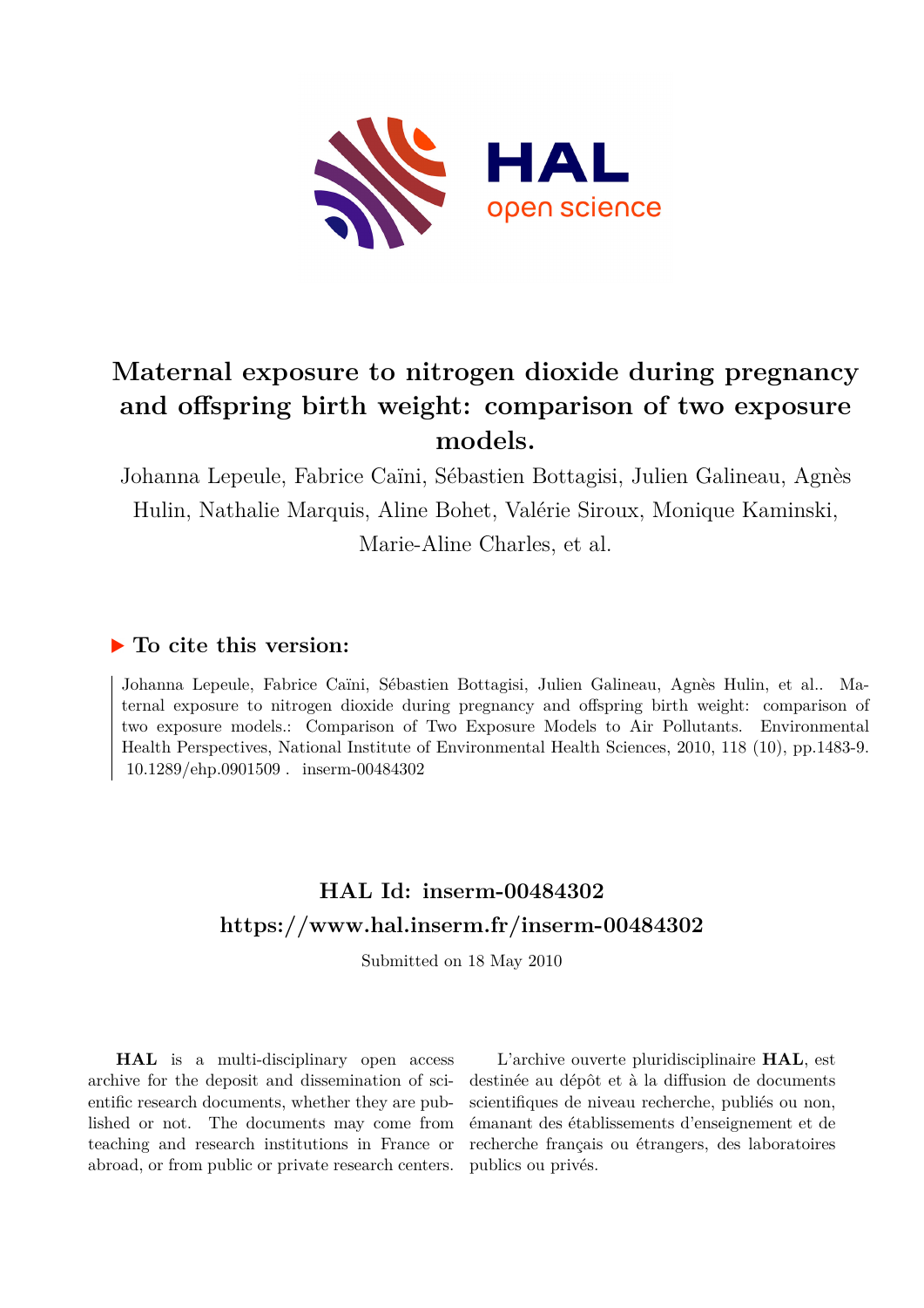# Maternal exposure to nitrogen dioxide during pregnancy and offspring birth weight: comparison of two exposure models.

Johanna Lepeule, Fabrice Caïni, Sébastien Bottagisi, Julien Galineau, Agnès Hulin, Nathalie Marquis, Aline Bohet, Valérie Siroux, Monique Kaminski, Marie-Aline Charles, et al.

## ▶ To cite this version:

Johanna Lepeule, Fabrice Caïni, Sébastien Bottagisi, Julien Galineau, Agnès Hulin, et al.. Maternal exposure to nitrogen dioxide during pregnancy and offspring birth weight: comparison of two exposure models.: Comparison of Two Exposure Models to Air Pollutants. Environmental Health Perspectives, National Institute of Environmental Health Sciences, 2010, 118 (10), pp.1483-9. 10.1289/ehp.0901509 . inserm-00484302

## HAL Id: inserm-00484302

## https://www.hal.inserm.fr/inserm-00484302

Submitted on 18 May 2010

**HAL** is a multi-disciplinary open access archive for the deposit and dissemination of scientific research documents, whether they are published or not. The documents may come from teaching and research institutions in France or abroad, or from public or private research centers.

L'archive ouverte pluridisciplinaire **HAL**, est destinée au dépôt et à la diffusion de documents scientifiques de niveau recherche, publiés ou non, émanant des établissements d'enseignement et de recherche français ou étrangers, des laboratoires publics ou privés.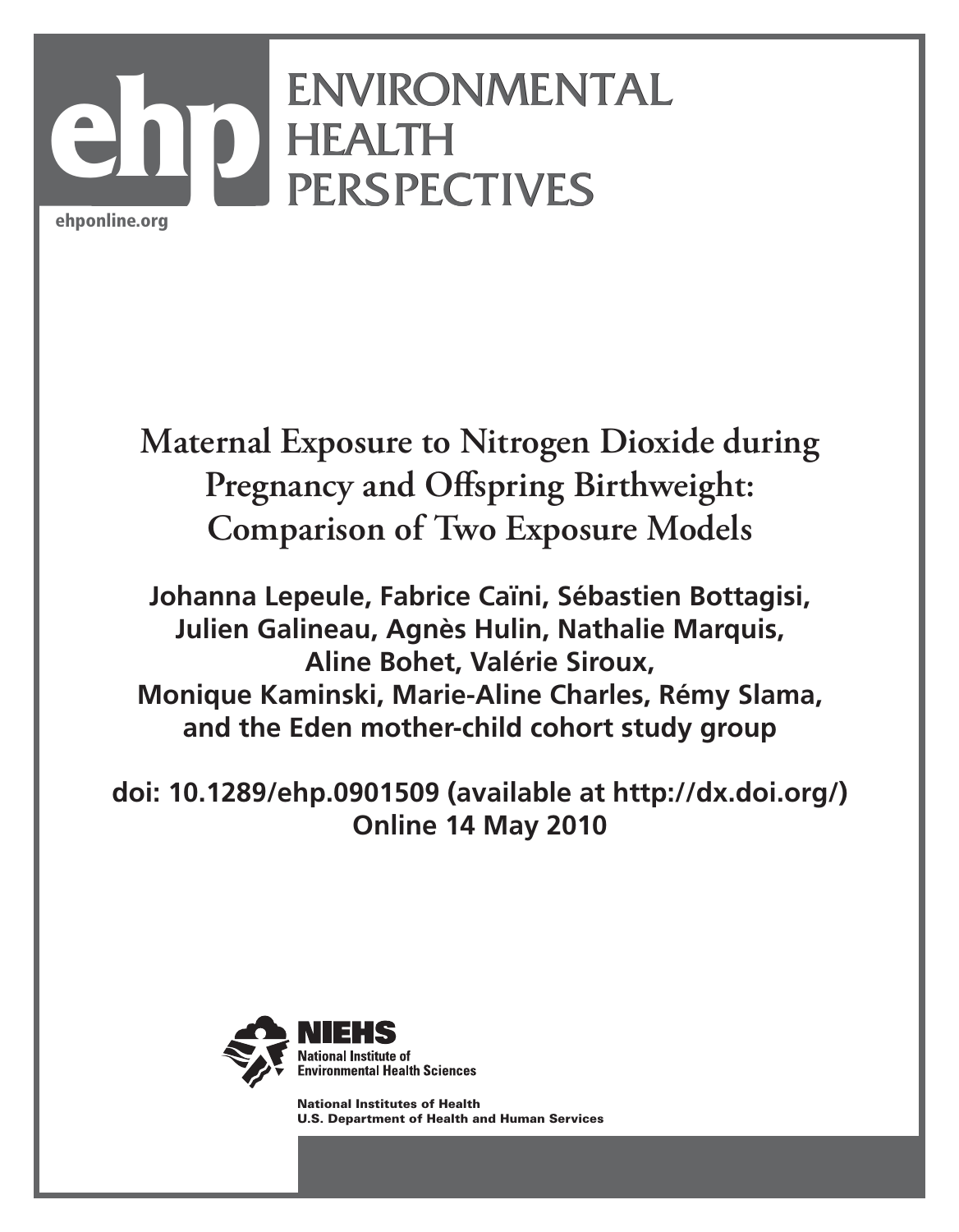# Maternal Exposure to Nitrogen Dioxide during Pregnancy and Offspring Birthweight: Comparison of Two Exposure Models

**Johanna Lepeule, Fabrice Caïni, Sébastien Bottagisi, Julien Galineau, Agnès Hulin, Nathalie Marquis, Aline Bohet, Valérie Siroux, Monique Kaminski, Marie-Aline Charles, Rémy Slama, and the Eden mother-child cohort study group**

**doi: 10.1289/ehp.0901509 (available at http://dx.doi.org/)**
**Online 14 May 2010**

ehponline.org

ENVIRONMENTAL HEALTH PERSPECTIVES

NIEHS
National Institute of Environmental Health Sciences

National Institutes of Health
U.S. Department of Health and Human Services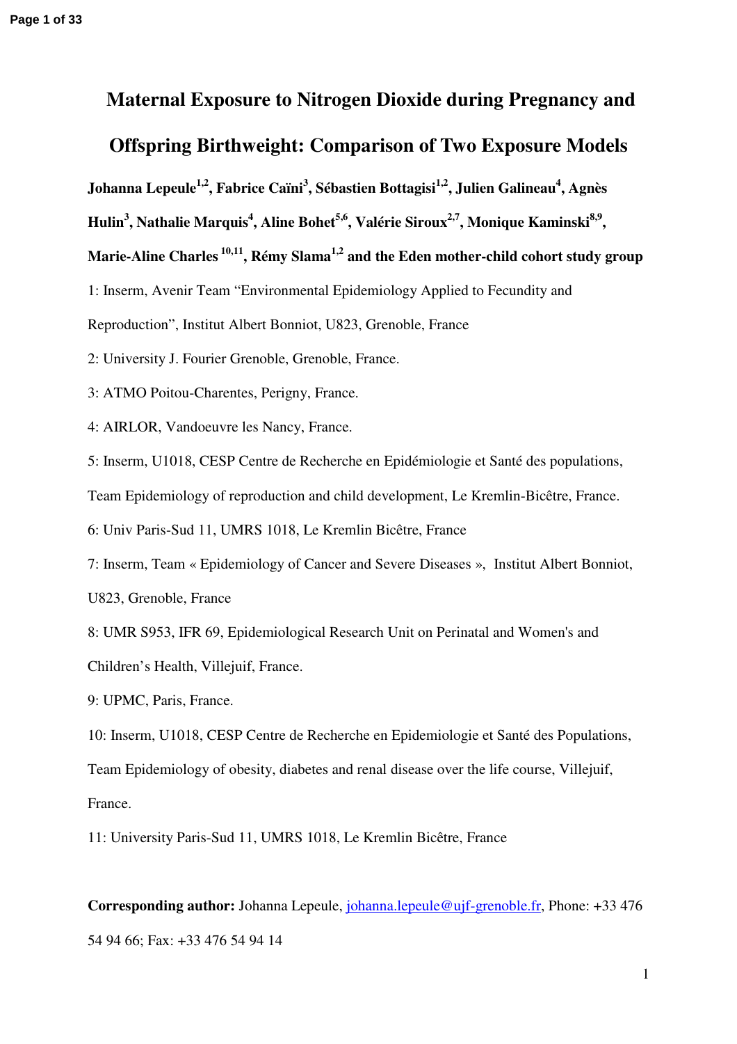# Maternal Exposure to Nitrogen Dioxide during Pregnancy and Offspring Birthweight: Comparison of Two Exposure Models

**Johanna Lepeule[1,2], Fabrice Caïni[3], Sébastien Bottagisi[1,2], Julien Galineau[4], Agnès Hulin[3], Nathalie Marquis[4], Aline Bohet[5,6], Valérie Siroux[2,7], Monique Kaminski[8,9], Marie-Aline Charles [10,11], Rémy Slama[1,2] and the Eden mother-child cohort study group**

1: Inserm, Avenir Team "Environmental Epidemiology Applied to Fecundity and Reproduction", Institut Albert Bonniot, U823, Grenoble, France

2: University J. Fourier Grenoble, Grenoble, France.

3: ATMO Poitou-Charentes, Perigny, France.

4: AIRLOR, Vandoeuvre les Nancy, France.

5: Inserm, U1018, CESP Centre de Recherche en Epidémiologie et Santé des populations, Team Epidemiology of reproduction and child development, Le Kremlin-Bicêtre, France.

6: Univ Paris-Sud 11, UMRS 1018, Le Kremlin Bicêtre, France

7: Inserm, Team « Epidemiology of Cancer and Severe Diseases », Institut Albert Bonniot, U823, Grenoble, France

8: UMR S953, IFR 69, Epidemiological Research Unit on Perinatal and Women's and Children's Health, Villejuif, France.

9: UPMC, Paris, France.

10: Inserm, U1018, CESP Centre de Recherche en Epidemiologie et Santé des Populations, Team Epidemiology of obesity, diabetes and renal disease over the life course, Villejuif, France.

11: University Paris-Sud 11, UMRS 1018, Le Kremlin Bicêtre, France

**Corresponding author:** Johanna Lepeule, johanna.lepeule@ujf-grenoble.fr, Phone: +33 476 54 94 66; Fax: +33 476 54 94 14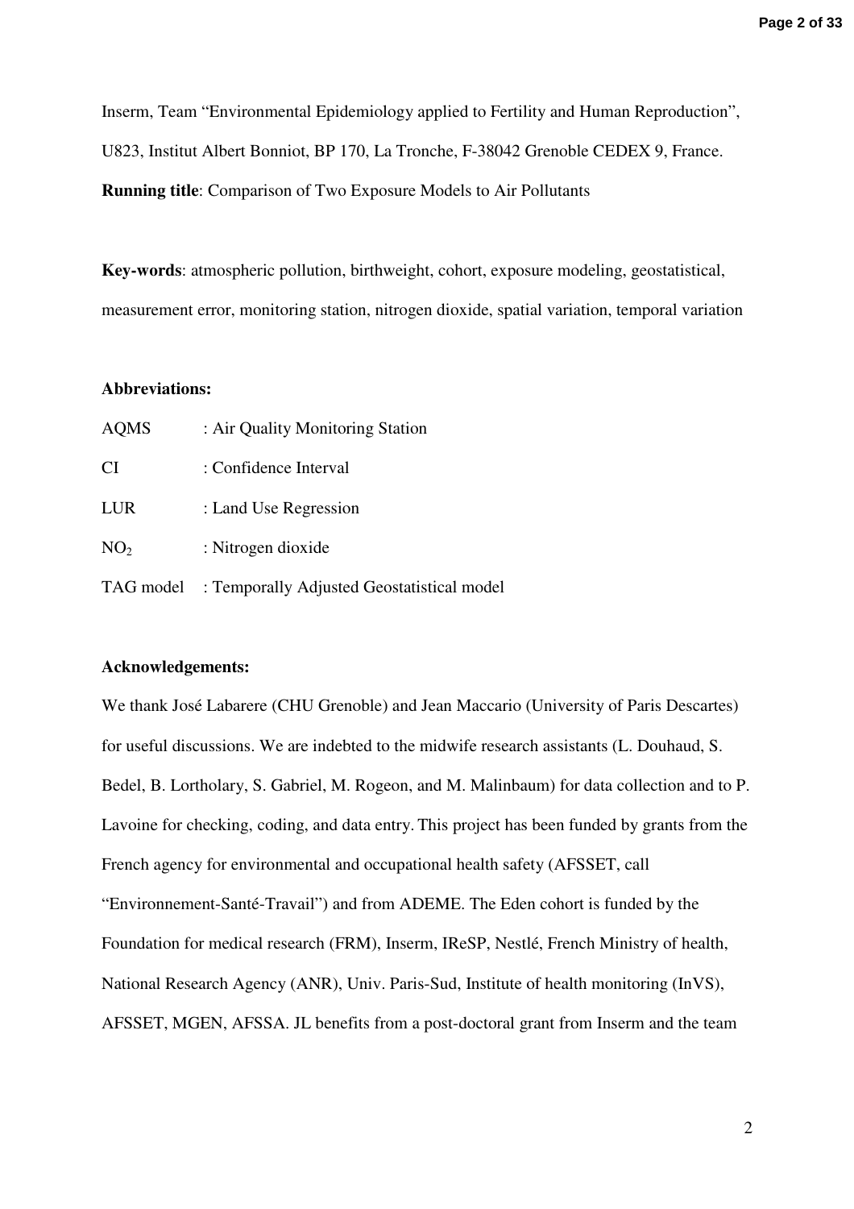Inserm, Team "Environmental Epidemiology applied to Fertility and Human Reproduction", U823, Institut Albert Bonniot, BP 170, La Tronche, F-38042 Grenoble CEDEX 9, France.

**Running title**: Comparison of Two Exposure Models to Air Pollutants

**Key-words**: atmospheric pollution, birthweight, cohort, exposure modeling, geostatistical, measurement error, monitoring station, nitrogen dioxide, spatial variation, temporal variation

**Abbreviations:**

AQMS : Air Quality Monitoring Station

CI : Confidence Interval

LUR : Land Use Regression

$NO_2$ : Nitrogen dioxide

TAG model : Temporally Adjusted Geostatistical model

**Acknowledgements:**

We thank José Labarere (CHU Grenoble) and Jean Maccario (University of Paris Descartes) for useful discussions. We are indebted to the midwife research assistants (L. Douhaud, S. Bedel, B. Lortholary, S. Gabriel, M. Rogeon, and M. Malinbaum) for data collection and to P. Lavoine for checking, coding, and data entry. This project has been funded by grants from the French agency for environmental and occupational health safety (AFSSET, call "Environnement-Santé-Travail") and from ADEME. The Eden cohort is funded by the Foundation for medical research (FRM), Inserm, IReSP, Nestlé, French Ministry of health, National Research Agency (ANR), Univ. Paris-Sud, Institute of health monitoring (InVS), AFSSET, MGEN, AFSSA. JL benefits from a post-doctoral grant from Inserm and the team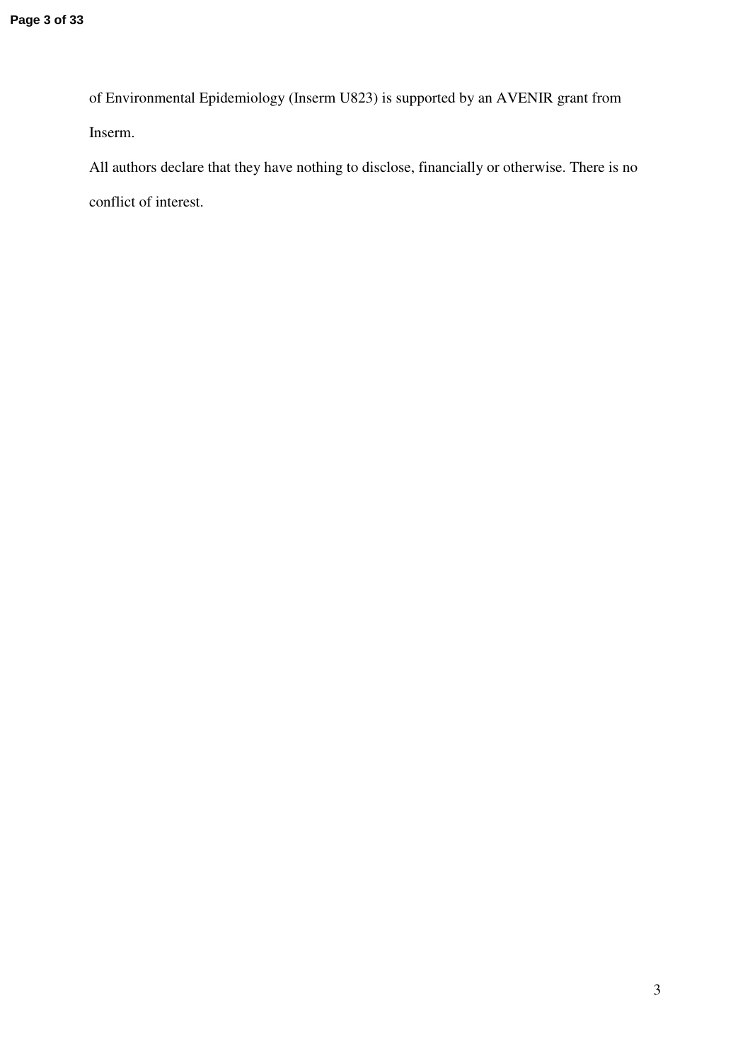of Environmental Epidemiology (Inserm U823) is supported by an AVENIR grant from Inserm.

All authors declare that they have nothing to disclose, financially or otherwise. There is no conflict of interest.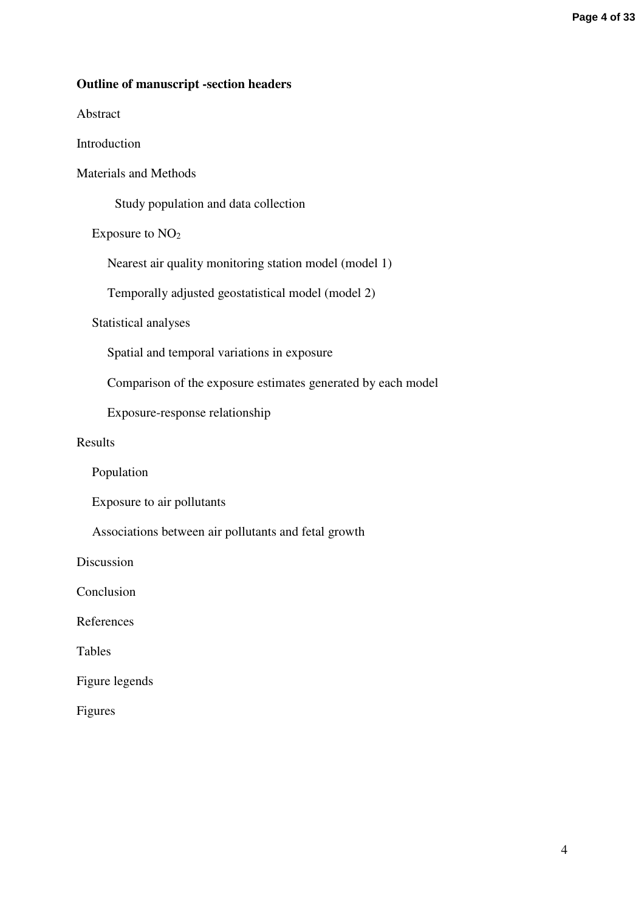**Outline of manuscript -section headers**

Abstract

Introduction

Materials and Methods

- Study population and data collection
- Exposure to $NO_2$
  - Nearest air quality monitoring station model (model 1)
  - Temporally adjusted geostatistical model (model 2)
- Statistical analyses
  - Spatial and temporal variations in exposure
  - Comparison of the exposure estimates generated by each model
  - Exposure-response relationship

Results

- Population
- Exposure to air pollutants
- Associations between air pollutants and fetal growth

Discussion

Conclusion

References

Tables

Figure legends

Figures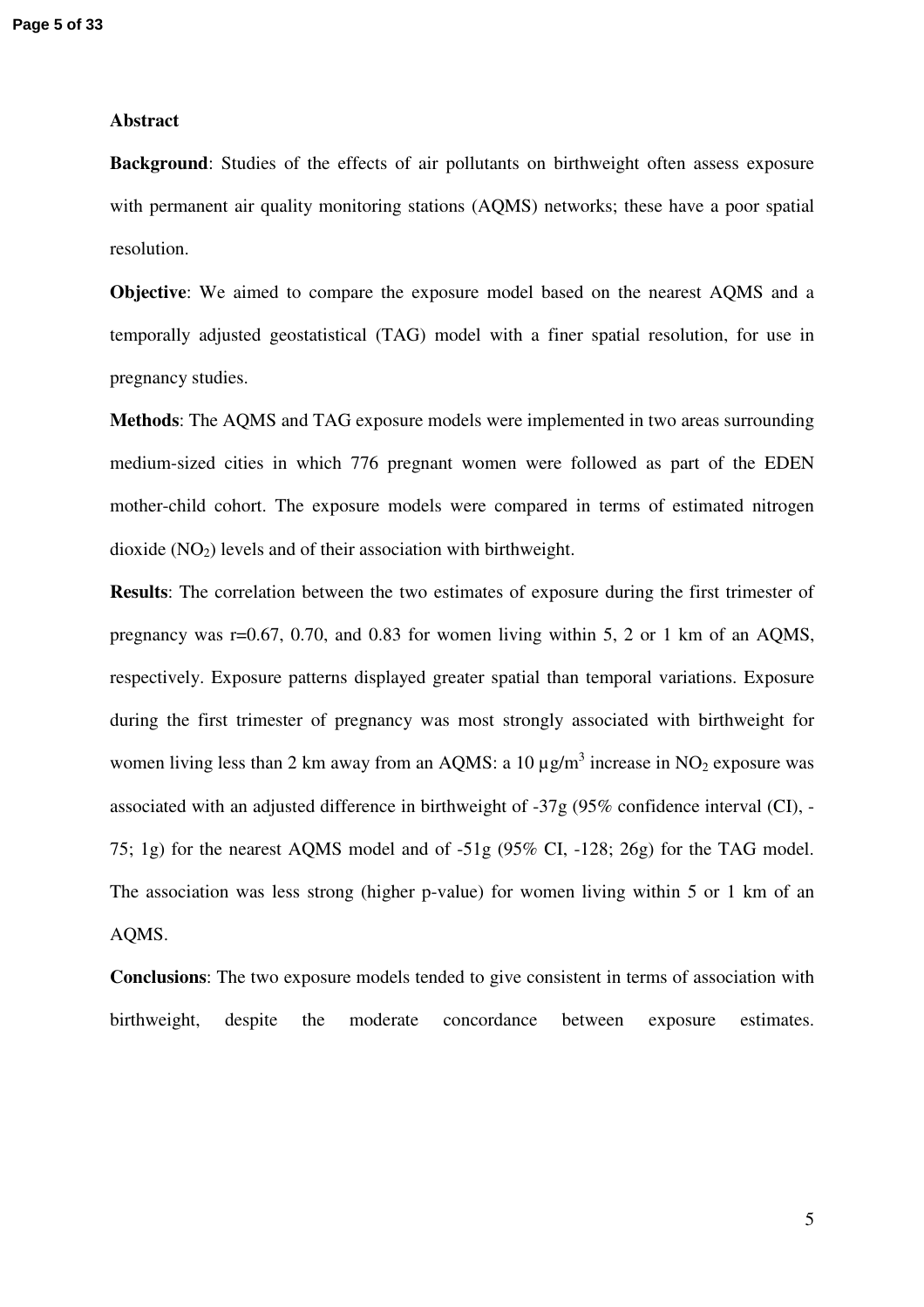**Abstract**

**Background**: Studies of the effects of air pollutants on birthweight often assess exposure with permanent air quality monitoring stations (AQMS) networks; these have a poor spatial resolution.

**Objective**: We aimed to compare the exposure model based on the nearest AQMS and a temporally adjusted geostatistical (TAG) model with a finer spatial resolution, for use in pregnancy studies.

**Methods**: The AQMS and TAG exposure models were implemented in two areas surrounding medium-sized cities in which 776 pregnant women were followed as part of the EDEN mother-child cohort. The exposure models were compared in terms of estimated nitrogen dioxide ($NO_2$) levels and of their association with birthweight.

**Results**: The correlation between the two estimates of exposure during the first trimester of pregnancy was r=0.67, 0.70, and 0.83 for women living within 5, 2 or 1 km of an AQMS, respectively. Exposure patterns displayed greater spatial than temporal variations. Exposure during the first trimester of pregnancy was most strongly associated with birthweight for women living less than 2 km away from an AQMS: a 10 $\mu g/m^3$ increase in $NO_2$ exposure was associated with an adjusted difference in birthweight of -37g (95% confidence interval (CI), -75; 1g) for the nearest AQMS model and of -51g (95% CI, -128; 26g) for the TAG model. The association was less strong (higher p-value) for women living within 5 or 1 km of an AQMS.

**Conclusions**: The two exposure models tended to give consistent in terms of association with birthweight, despite the moderate concordance between exposure estimates.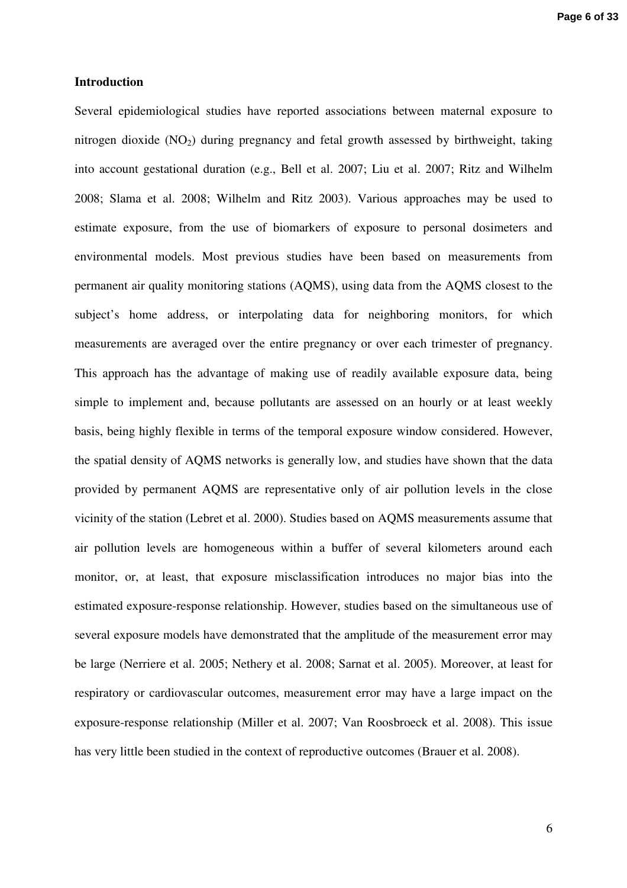## Introduction

Several epidemiological studies have reported associations between maternal exposure to nitrogen dioxide ($NO_2$) during pregnancy and fetal growth assessed by birthweight, taking into account gestational duration (e.g., Bell et al. 2007; Liu et al. 2007; Ritz and Wilhelm 2008; Slama et al. 2008; Wilhelm and Ritz 2003). Various approaches may be used to estimate exposure, from the use of biomarkers of exposure to personal dosimeters and environmental models. Most previous studies have been based on measurements from permanent air quality monitoring stations (AQMS), using data from the AQMS closest to the subject's home address, or interpolating data for neighboring monitors, for which measurements are averaged over the entire pregnancy or over each trimester of pregnancy. This approach has the advantage of making use of readily available exposure data, being simple to implement and, because pollutants are assessed on an hourly or at least weekly basis, being highly flexible in terms of the temporal exposure window considered. However, the spatial density of AQMS networks is generally low, and studies have shown that the data provided by permanent AQMS are representative only of air pollution levels in the close vicinity of the station (Lebret et al. 2000). Studies based on AQMS measurements assume that air pollution levels are homogeneous within a buffer of several kilometers around each monitor, or, at least, that exposure misclassification introduces no major bias into the estimated exposure-response relationship. However, studies based on the simultaneous use of several exposure models have demonstrated that the amplitude of the measurement error may be large (Nerriere et al. 2005; Nethery et al. 2008; Sarnat et al. 2005). Moreover, at least for respiratory or cardiovascular outcomes, measurement error may have a large impact on the exposure-response relationship (Miller et al. 2007; Van Roosbroeck et al. 2008). This issue has very little been studied in the context of reproductive outcomes (Brauer et al. 2008).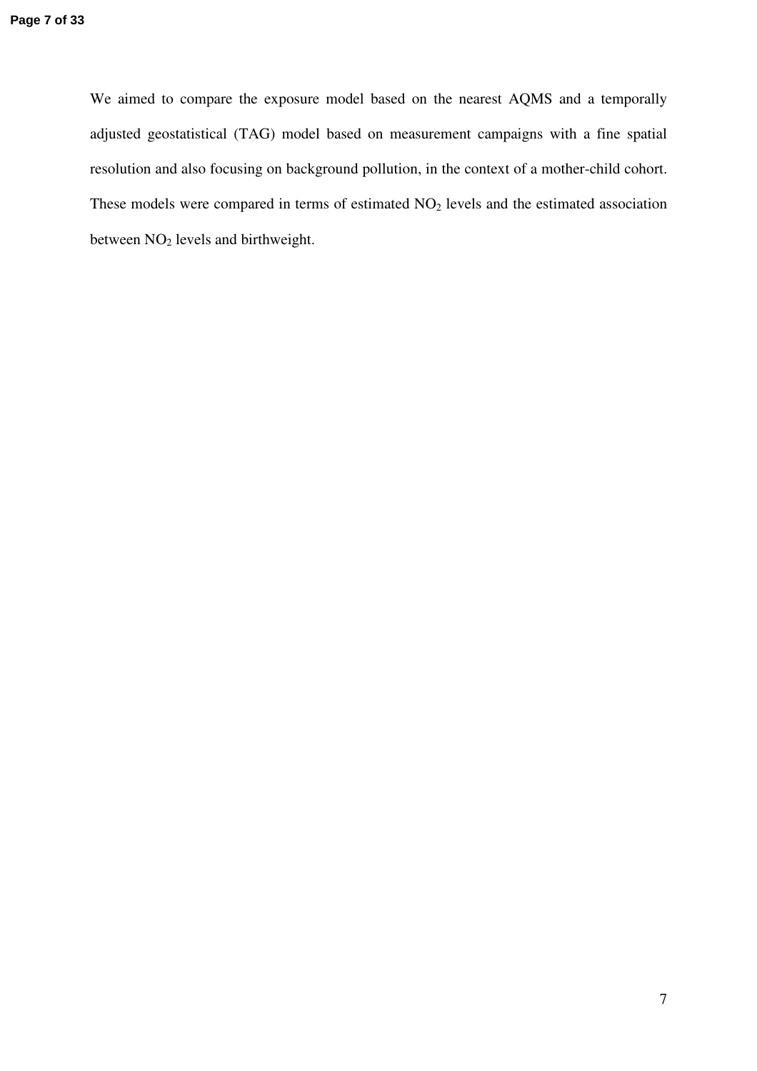We aimed to compare the exposure model based on the nearest AQMS and a temporally adjusted geostatistical (TAG) model based on measurement campaigns with a fine spatial resolution and also focusing on background pollution, in the context of a mother-child cohort. These models were compared in terms of estimated $NO_2$ levels and the estimated association between $NO_2$ levels and birthweight.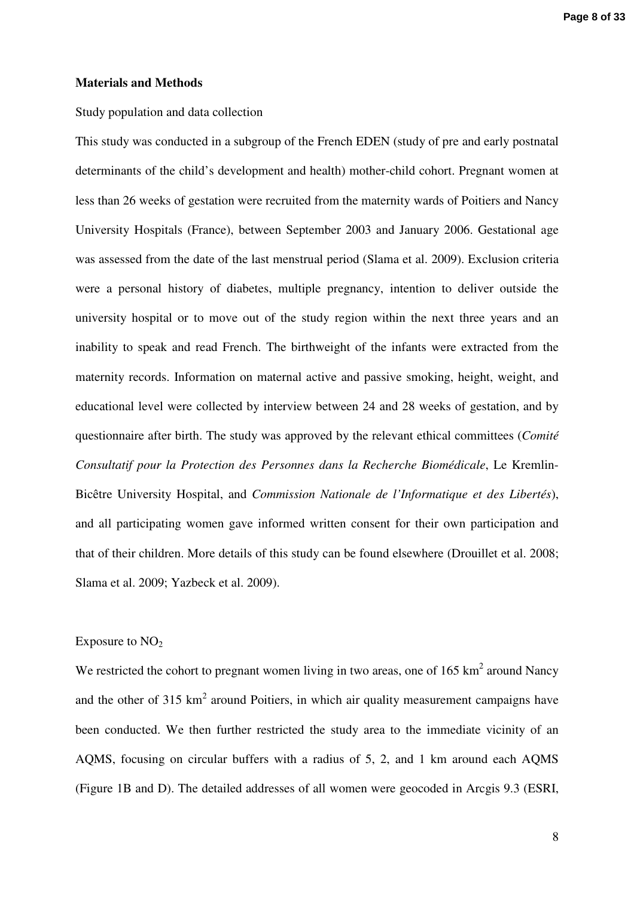## Materials and Methods

Study population and data collection

This study was conducted in a subgroup of the French EDEN (study of pre and early postnatal determinants of the child's development and health) mother-child cohort. Pregnant women at less than 26 weeks of gestation were recruited from the maternity wards of Poitiers and Nancy University Hospitals (France), between September 2003 and January 2006. Gestational age was assessed from the date of the last menstrual period (Slama et al. 2009). Exclusion criteria were a personal history of diabetes, multiple pregnancy, intention to deliver outside the university hospital or to move out of the study region within the next three years and an inability to speak and read French. The birthweight of the infants were extracted from the maternity records. Information on maternal active and passive smoking, height, weight, and educational level were collected by interview between 24 and 28 weeks of gestation, and by questionnaire after birth. The study was approved by the relevant ethical committees (*Comité Consultatif pour la Protection des Personnes dans la Recherche Biomédicale*, Le Kremlin-Bicêtre University Hospital, and *Commission Nationale de l'Informatique et des Libertés*), and all participating women gave informed written consent for their own participation and that of their children. More details of this study can be found elsewhere (Drouillet et al. 2008; Slama et al. 2009; Yazbeck et al. 2009).

Exposure to $NO_2$

We restricted the cohort to pregnant women living in two areas, one of 165 $km^2$ around Nancy and the other of 315 $km^2$ around Poitiers, in which air quality measurement campaigns have been conducted. We then further restricted the study area to the immediate vicinity of an AQMS, focusing on circular buffers with a radius of 5, 2, and 1 km around each AQMS (Figure 1B and D). The detailed addresses of all women were geocoded in Arcgis 9.3 (ESRI,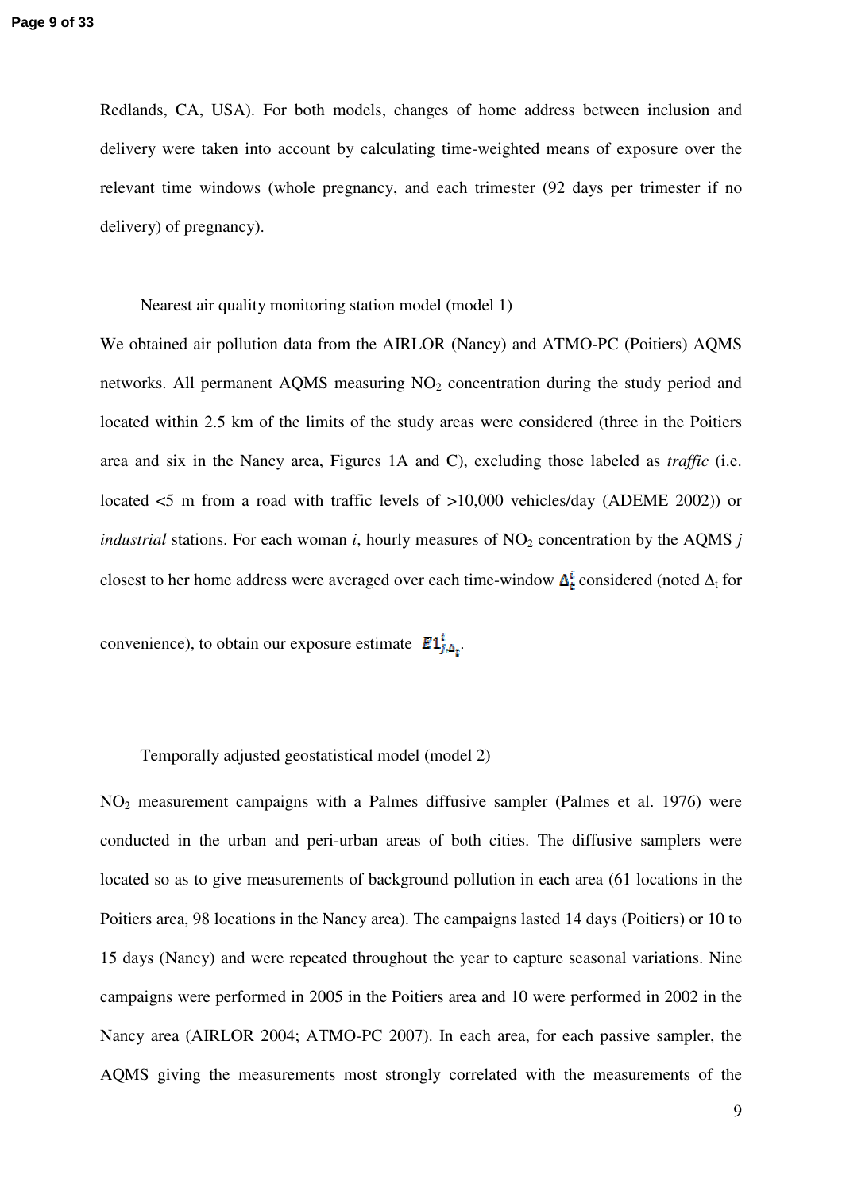Redlands, CA, USA). For both models, changes of home address between inclusion and delivery were taken into account by calculating time-weighted means of exposure over the relevant time windows (whole pregnancy, and each trimester (92 days per trimester if no delivery) of pregnancy).

### Nearest air quality monitoring station model (model 1)

We obtained air pollution data from the AIRLOR (Nancy) and ATMO-PC (Poitiers) AQMS networks. All permanent AQMS measuring $NO_2$ concentration during the study period and located within 2.5 km of the limits of the study areas were considered (three in the Poitiers area and six in the Nancy area, Figures 1A and C), excluding those labeled as *traffic* (i.e. located <5 m from a road with traffic levels of >10,000 vehicles/day (ADEME 2002)) or *industrial* stations. For each woman *i*, hourly measures of $NO_2$ concentration by the AQMS *j* closest to her home address were averaged over each time-window $\Delta_t^i$ considered (noted $\Delta_t$ for convenience), to obtain our exposure estimate $E1_{j,\Delta_t}^i$.

### Temporally adjusted geostatistical model (model 2)

$NO_2$ measurement campaigns with a Palmes diffusive sampler (Palmes et al. 1976) were conducted in the urban and peri-urban areas of both cities. The diffusive samplers were located so as to give measurements of background pollution in each area (61 locations in the Poitiers area, 98 locations in the Nancy area). The campaigns lasted 14 days (Poitiers) or 10 to 15 days (Nancy) and were repeated throughout the year to capture seasonal variations. Nine campaigns were performed in 2005 in the Poitiers area and 10 were performed in 2002 in the Nancy area (AIRLOR 2004; ATMO-PC 2007). In each area, for each passive sampler, the AQMS giving the measurements most strongly correlated with the measurements of the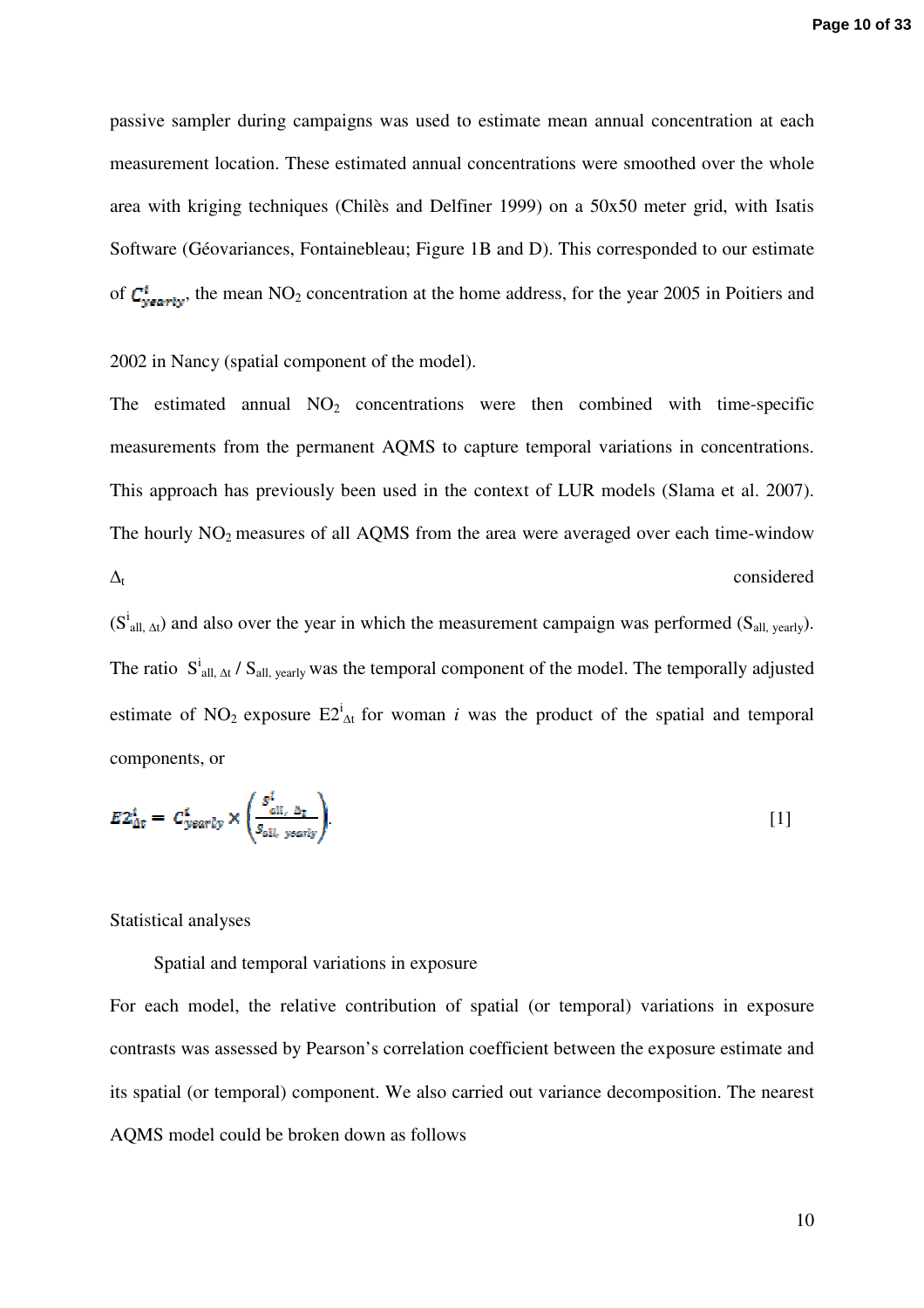passive sampler during campaigns was used to estimate mean annual concentration at each measurement location. These estimated annual concentrations were smoothed over the whole area with kriging techniques (Chilès and Delfiner 1999) on a 50x50 meter grid, with Isatis Software (Géovariances, Fontainebleau; Figure 1B and D). This corresponded to our estimate of $C^{i}_{yearly}$, the mean $NO_2$ concentration at the home address, for the year 2005 in Poitiers and 2002 in Nancy (spatial component of the model).

The estimated annual $NO_2$ concentrations were then combined with time-specific measurements from the permanent AQMS to capture temporal variations in concentrations. This approach has previously been used in the context of LUR models (Slama et al. 2007). The hourly $NO_2$ measures of all AQMS from the area were averaged over each time-window $\Delta_t$ considered ($S^{i}_{all,\ \Delta t}$) and also over the year in which the measurement campaign was performed ($S_{all,\ yearly}$). The ratio $S^{i}_{all,\ \Delta t} / S_{all,\ yearly}$ was the temporal component of the model. The temporally adjusted estimate of $NO_2$ exposure $E2^{i}_{\Delta t}$ for woman *i* was the product of the spatial and temporal components, or

$$E2^{i}_{\Delta t} = C^{i}_{yearly} \times \left( \frac{S^{i}_{all,\ \Delta t}}{S_{all,\ yearly}} \right). \qquad [1]$$

## Statistical analyses

### Spatial and temporal variations in exposure

For each model, the relative contribution of spatial (or temporal) variations in exposure contrasts was assessed by Pearson's correlation coefficient between the exposure estimate and its spatial (or temporal) component. We also carried out variance decomposition. The nearest AQMS model could be broken down as follows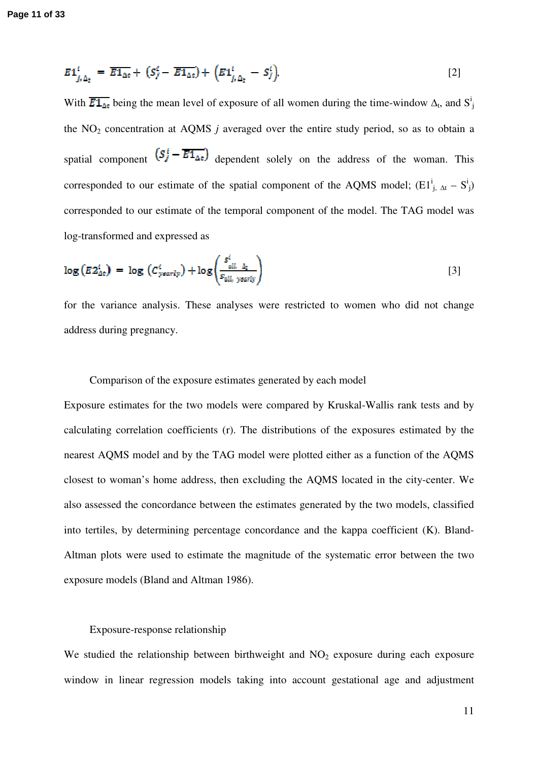$$E1^{i}_{j,\Delta_t} = \overline{E1_{\Delta t}} + \left(S^{i}_{j} - \overline{E1_{\Delta t}}\right) + \left(E1^{i}_{j,\Delta_t} - S^{i}_{j}\right), \quad [2]$$

With $\overline{E1_{\Delta t}}$ being the mean level of exposure of all women during the time-window $\Delta_t$, and $S^{i}_{j}$ the $NO_2$ concentration at AQMS $j$ averaged over the entire study period, so as to obtain a spatial component $\left(S^{i}_{j} - \overline{E1_{\Delta t}}\right)$ dependent solely on the address of the woman. This corresponded to our estimate of the spatial component of the AQMS model; $(E1^{i}_{j,\Delta t} - S^{i}_{j})$ corresponded to our estimate of the temporal component of the model. The TAG model was log-transformed and expressed as

$$\log\left(E2^{i}_{\Delta t}\right) = \log\left(C^{i}_{yearly}\right) + \log\left(\frac{s^{i}_{all,\ \Delta_t}}{s_{all,\ yearly}}\right) \quad [3]$$

for the variance analysis. These analyses were restricted to women who did not change address during pregnancy.

### Comparison of the exposure estimates generated by each model

Exposure estimates for the two models were compared by Kruskal-Wallis rank tests and by calculating correlation coefficients (r). The distributions of the exposures estimated by the nearest AQMS model and by the TAG model were plotted either as a function of the AQMS closest to woman's home address, then excluding the AQMS located in the city-center. We also assessed the concordance between the estimates generated by the two models, classified into tertiles, by determining percentage concordance and the kappa coefficient (K). Bland-Altman plots were used to estimate the magnitude of the systematic error between the two exposure models (Bland and Altman 1986).

### Exposure-response relationship

We studied the relationship between birthweight and $NO_2$ exposure during each exposure window in linear regression models taking into account gestational age and adjustment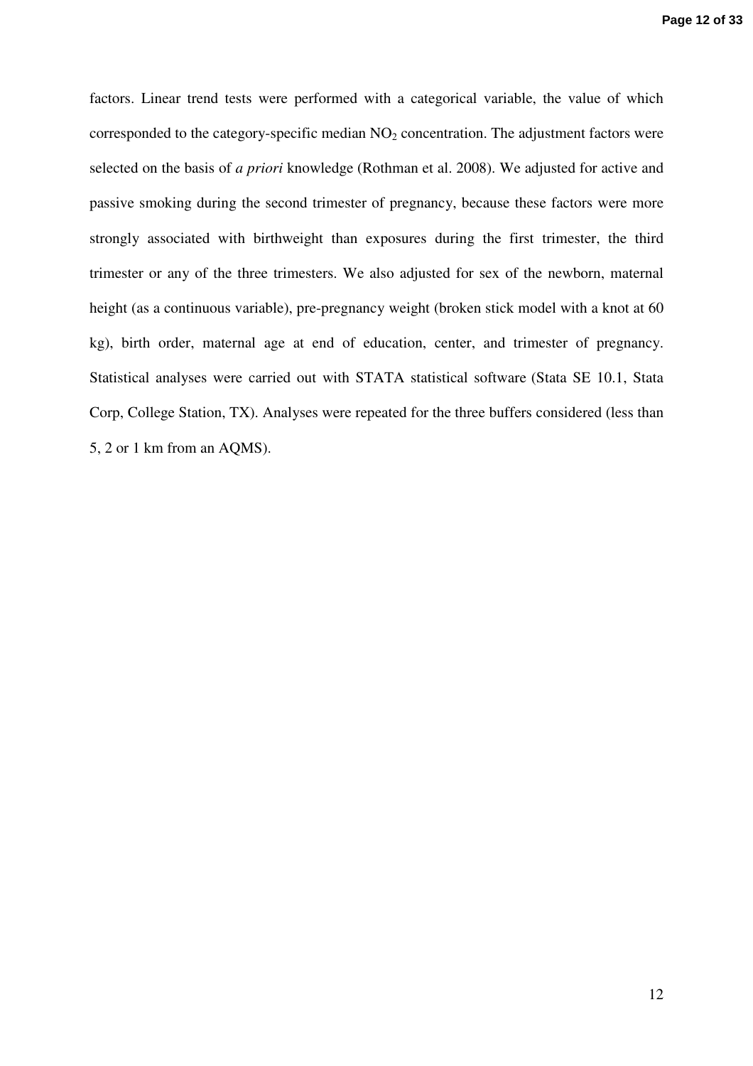factors. Linear trend tests were performed with a categorical variable, the value of which corresponded to the category-specific median $NO_2$ concentration. The adjustment factors were selected on the basis of *a priori* knowledge (Rothman et al. 2008). We adjusted for active and passive smoking during the second trimester of pregnancy, because these factors were more strongly associated with birthweight than exposures during the first trimester, the third trimester or any of the three trimesters. We also adjusted for sex of the newborn, maternal height (as a continuous variable), pre-pregnancy weight (broken stick model with a knot at 60 kg), birth order, maternal age at end of education, center, and trimester of pregnancy. Statistical analyses were carried out with STATA statistical software (Stata SE 10.1, Stata Corp, College Station, TX). Analyses were repeated for the three buffers considered (less than 5, 2 or 1 km from an AQMS).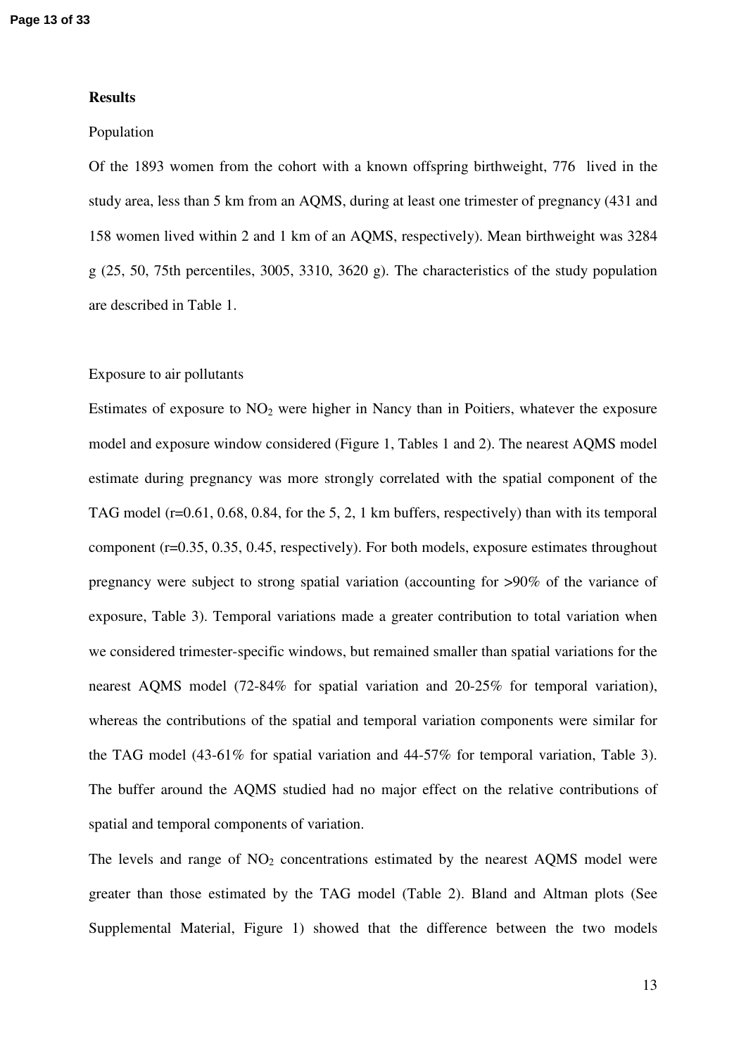## Results

Population

Of the 1893 women from the cohort with a known offspring birthweight, 776 lived in the study area, less than 5 km from an AQMS, during at least one trimester of pregnancy (431 and 158 women lived within 2 and 1 km of an AQMS, respectively). Mean birthweight was 3284 g (25, 50, 75th percentiles, 3005, 3310, 3620 g). The characteristics of the study population are described in Table 1.

Exposure to air pollutants

Estimates of exposure to $NO_2$ were higher in Nancy than in Poitiers, whatever the exposure model and exposure window considered (Figure 1, Tables 1 and 2). The nearest AQMS model estimate during pregnancy was more strongly correlated with the spatial component of the TAG model (r=0.61, 0.68, 0.84, for the 5, 2, 1 km buffers, respectively) than with its temporal component (r=0.35, 0.35, 0.45, respectively). For both models, exposure estimates throughout pregnancy were subject to strong spatial variation (accounting for >90% of the variance of exposure, Table 3). Temporal variations made a greater contribution to total variation when we considered trimester-specific windows, but remained smaller than spatial variations for the nearest AQMS model (72-84% for spatial variation and 20-25% for temporal variation), whereas the contributions of the spatial and temporal variation components were similar for the TAG model (43-61% for spatial variation and 44-57% for temporal variation, Table 3). The buffer around the AQMS studied had no major effect on the relative contributions of spatial and temporal components of variation.

The levels and range of $NO_2$ concentrations estimated by the nearest AQMS model were greater than those estimated by the TAG model (Table 2). Bland and Altman plots (See Supplemental Material, Figure 1) showed that the difference between the two models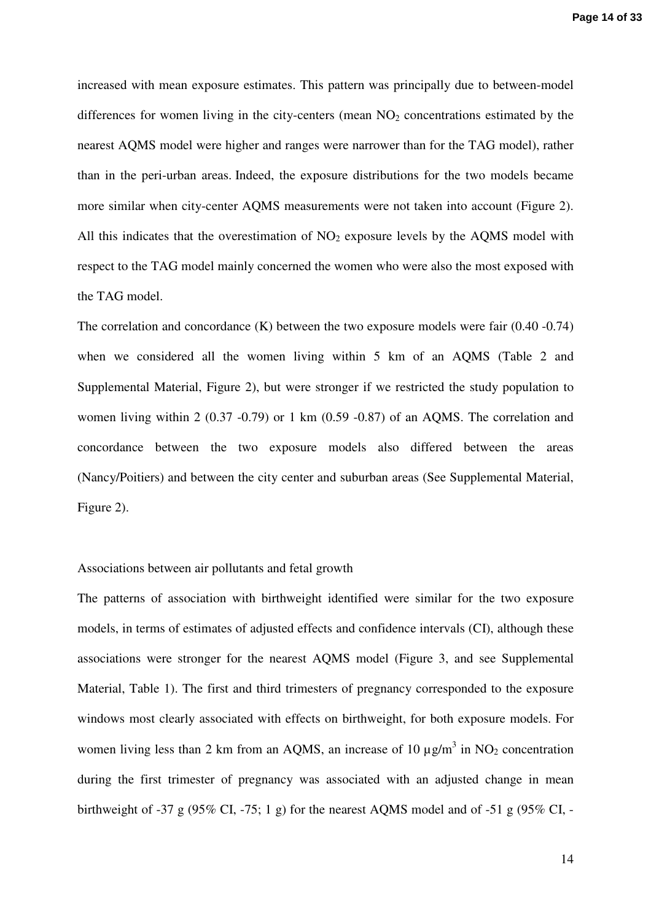increased with mean exposure estimates. This pattern was principally due to between-model differences for women living in the city-centers (mean $NO_2$ concentrations estimated by the nearest AQMS model were higher and ranges were narrower than for the TAG model), rather than in the peri-urban areas. Indeed, the exposure distributions for the two models became more similar when city-center AQMS measurements were not taken into account (Figure 2). All this indicates that the overestimation of $NO_2$ exposure levels by the AQMS model with respect to the TAG model mainly concerned the women who were also the most exposed with the TAG model.

The correlation and concordance (K) between the two exposure models were fair (0.40 -0.74) when we considered all the women living within 5 km of an AQMS (Table 2 and Supplemental Material, Figure 2), but were stronger if we restricted the study population to women living within 2 (0.37 -0.79) or 1 km (0.59 -0.87) of an AQMS. The correlation and concordance between the two exposure models also differed between the areas (Nancy/Poitiers) and between the city center and suburban areas (See Supplemental Material, Figure 2).

Associations between air pollutants and fetal growth

The patterns of association with birthweight identified were similar for the two exposure models, in terms of estimates of adjusted effects and confidence intervals (CI), although these associations were stronger for the nearest AQMS model (Figure 3, and see Supplemental Material, Table 1). The first and third trimesters of pregnancy corresponded to the exposure windows most clearly associated with effects on birthweight, for both exposure models. For women living less than 2 km from an AQMS, an increase of 10 µg/m$^3$ in $NO_2$ concentration during the first trimester of pregnancy was associated with an adjusted change in mean birthweight of -37 g (95% CI, -75; 1 g) for the nearest AQMS model and of -51 g (95% CI, -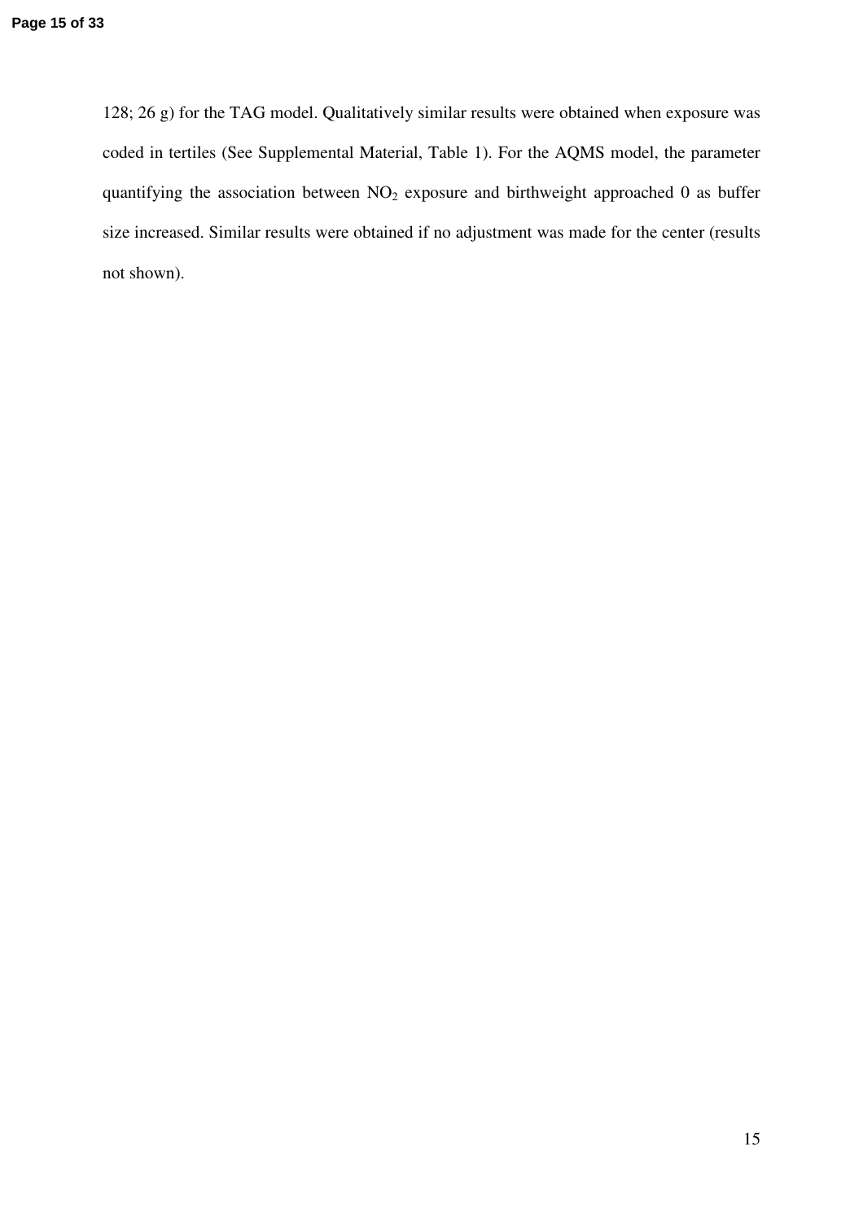128; 26 g) for the TAG model. Qualitatively similar results were obtained when exposure was coded in tertiles (See Supplemental Material, Table 1). For the AQMS model, the parameter quantifying the association between $NO_2$ exposure and birthweight approached 0 as buffer size increased. Similar results were obtained if no adjustment was made for the center (results not shown).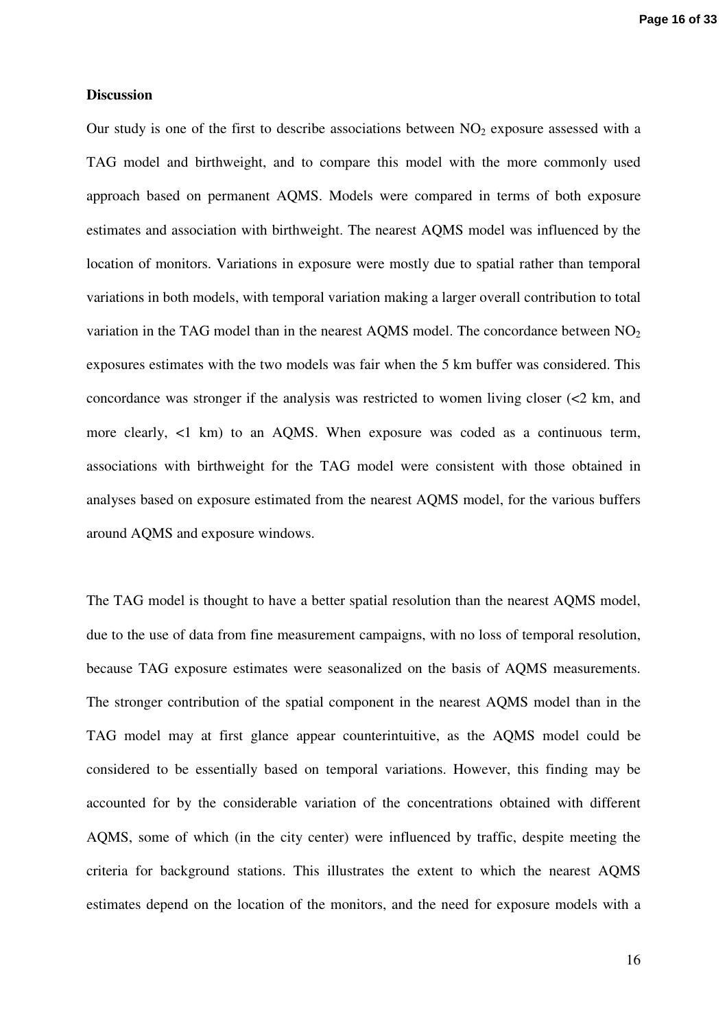**Discussion**

Our study is one of the first to describe associations between $NO_2$ exposure assessed with a TAG model and birthweight, and to compare this model with the more commonly used approach based on permanent AQMS. Models were compared in terms of both exposure estimates and association with birthweight. The nearest AQMS model was influenced by the location of monitors. Variations in exposure were mostly due to spatial rather than temporal variations in both models, with temporal variation making a larger overall contribution to total variation in the TAG model than in the nearest AQMS model. The concordance between $NO_2$ exposures estimates with the two models was fair when the 5 km buffer was considered. This concordance was stronger if the analysis was restricted to women living closer (<2 km, and more clearly, <1 km) to an AQMS. When exposure was coded as a continuous term, associations with birthweight for the TAG model were consistent with those obtained in analyses based on exposure estimated from the nearest AQMS model, for the various buffers around AQMS and exposure windows.

The TAG model is thought to have a better spatial resolution than the nearest AQMS model, due to the use of data from fine measurement campaigns, with no loss of temporal resolution, because TAG exposure estimates were seasonalized on the basis of AQMS measurements. The stronger contribution of the spatial component in the nearest AQMS model than in the TAG model may at first glance appear counterintuitive, as the AQMS model could be considered to be essentially based on temporal variations. However, this finding may be accounted for by the considerable variation of the concentrations obtained with different AQMS, some of which (in the city center) were influenced by traffic, despite meeting the criteria for background stations. This illustrates the extent to which the nearest AQMS estimates depend on the location of the monitors, and the need for exposure models with a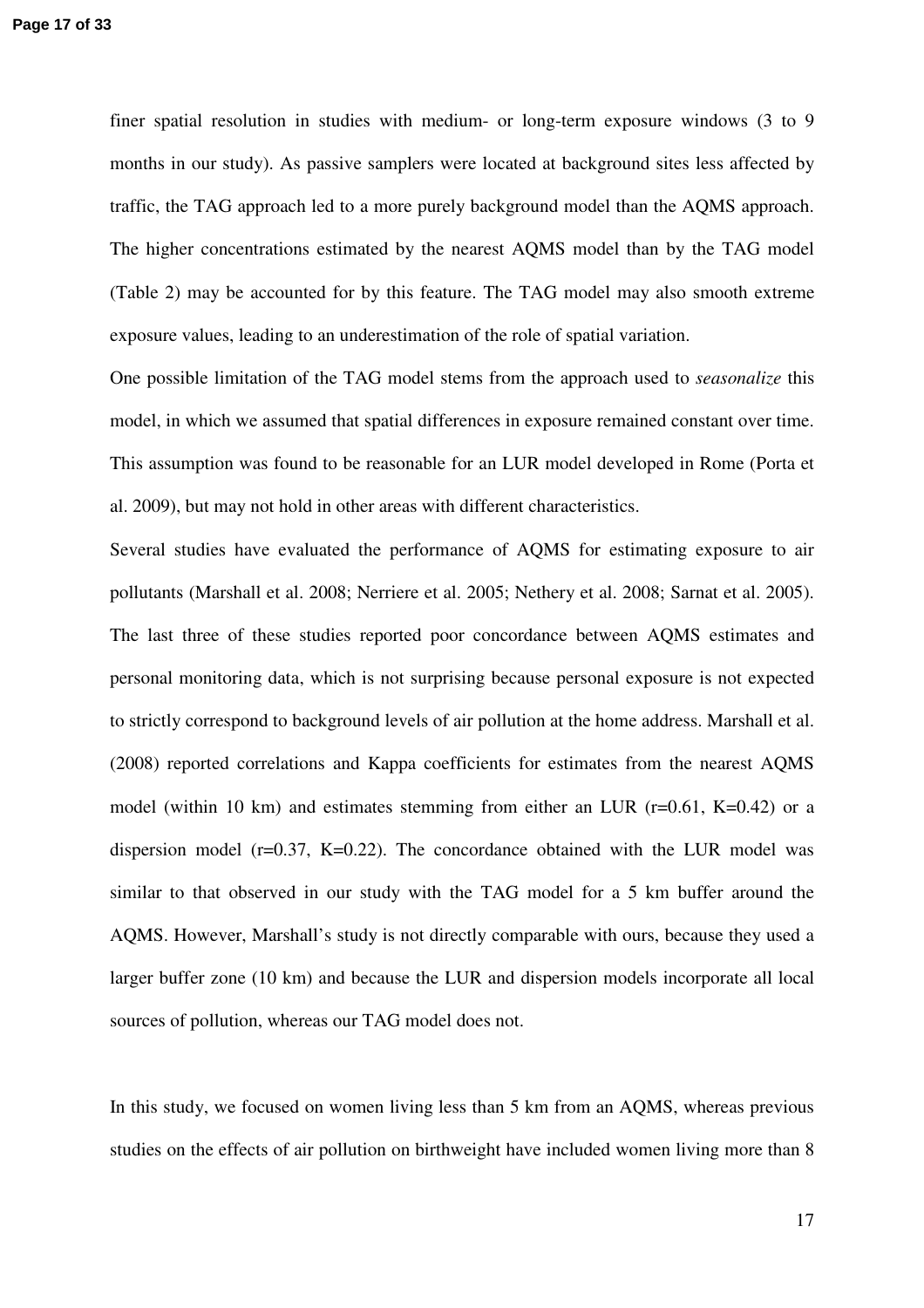finer spatial resolution in studies with medium- or long-term exposure windows (3 to 9 months in our study). As passive samplers were located at background sites less affected by traffic, the TAG approach led to a more purely background model than the AQMS approach. The higher concentrations estimated by the nearest AQMS model than by the TAG model (Table 2) may be accounted for by this feature. The TAG model may also smooth extreme exposure values, leading to an underestimation of the role of spatial variation.

One possible limitation of the TAG model stems from the approach used to *seasonalize* this model, in which we assumed that spatial differences in exposure remained constant over time. This assumption was found to be reasonable for an LUR model developed in Rome (Porta et al. 2009), but may not hold in other areas with different characteristics.

Several studies have evaluated the performance of AQMS for estimating exposure to air pollutants (Marshall et al. 2008; Nerriere et al. 2005; Nethery et al. 2008; Sarnat et al. 2005). The last three of these studies reported poor concordance between AQMS estimates and personal monitoring data, which is not surprising because personal exposure is not expected to strictly correspond to background levels of air pollution at the home address. Marshall et al. (2008) reported correlations and Kappa coefficients for estimates from the nearest AQMS model (within 10 km) and estimates stemming from either an LUR ($r=0.61$, $K=0.42$) or a dispersion model ($r=0.37$, $K=0.22$). The concordance obtained with the LUR model was similar to that observed in our study with the TAG model for a 5 km buffer around the AQMS. However, Marshall's study is not directly comparable with ours, because they used a larger buffer zone (10 km) and because the LUR and dispersion models incorporate all local sources of pollution, whereas our TAG model does not.

In this study, we focused on women living less than 5 km from an AQMS, whereas previous studies on the effects of air pollution on birthweight have included women living more than 8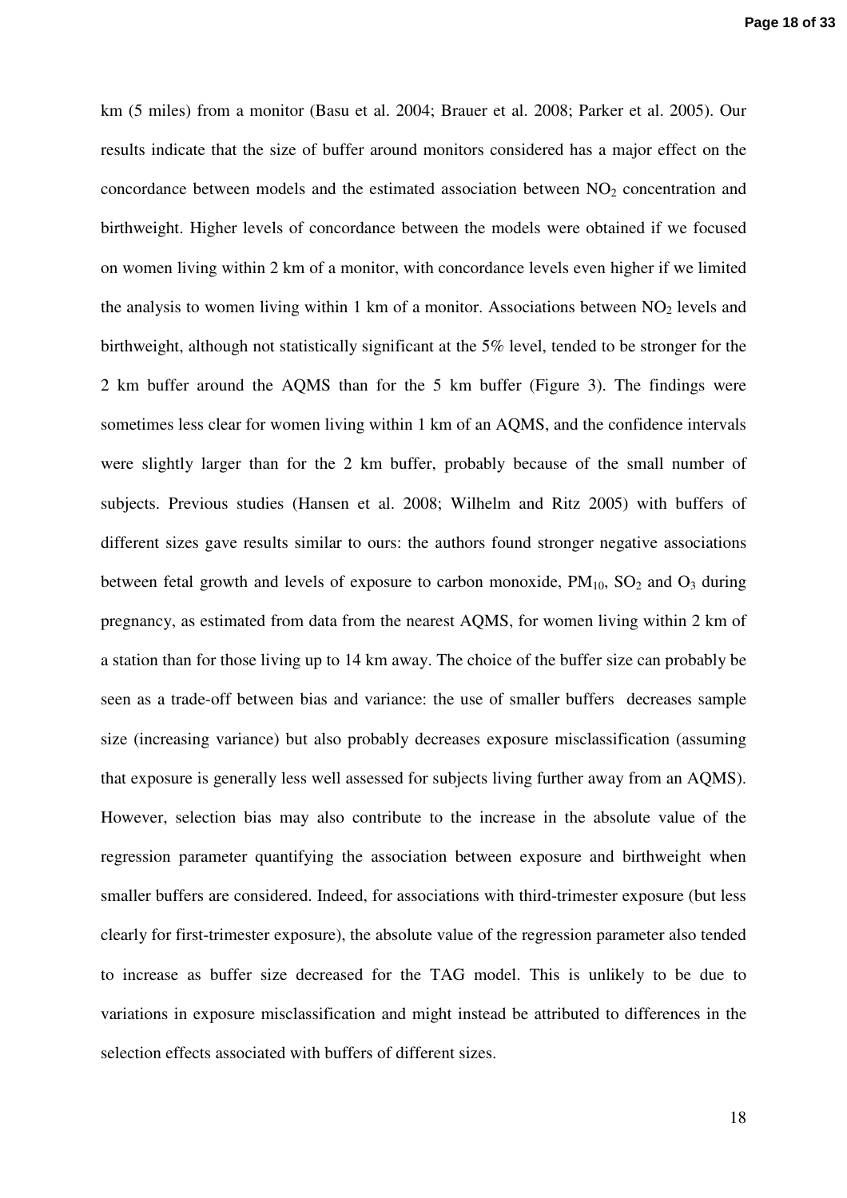km (5 miles) from a monitor (Basu et al. 2004; Brauer et al. 2008; Parker et al. 2005). Our results indicate that the size of buffer around monitors considered has a major effect on the concordance between models and the estimated association between $NO_2$ concentration and birthweight. Higher levels of concordance between the models were obtained if we focused on women living within 2 km of a monitor, with concordance levels even higher if we limited the analysis to women living within 1 km of a monitor. Associations between $NO_2$ levels and birthweight, although not statistically significant at the 5% level, tended to be stronger for the 2 km buffer around the AQMS than for the 5 km buffer (Figure 3). The findings were sometimes less clear for women living within 1 km of an AQMS, and the confidence intervals were slightly larger than for the 2 km buffer, probably because of the small number of subjects. Previous studies (Hansen et al. 2008; Wilhelm and Ritz 2005) with buffers of different sizes gave results similar to ours: the authors found stronger negative associations between fetal growth and levels of exposure to carbon monoxide, $PM_{10}$, $SO_2$ and $O_3$ during pregnancy, as estimated from data from the nearest AQMS, for women living within 2 km of a station than for those living up to 14 km away. The choice of the buffer size can probably be seen as a trade-off between bias and variance: the use of smaller buffers decreases sample size (increasing variance) but also probably decreases exposure misclassification (assuming that exposure is generally less well assessed for subjects living further away from an AQMS). However, selection bias may also contribute to the increase in the absolute value of the regression parameter quantifying the association between exposure and birthweight when smaller buffers are considered. Indeed, for associations with third-trimester exposure (but less clearly for first-trimester exposure), the absolute value of the regression parameter also tended to increase as buffer size decreased for the TAG model. This is unlikely to be due to variations in exposure misclassification and might instead be attributed to differences in the selection effects associated with buffers of different sizes.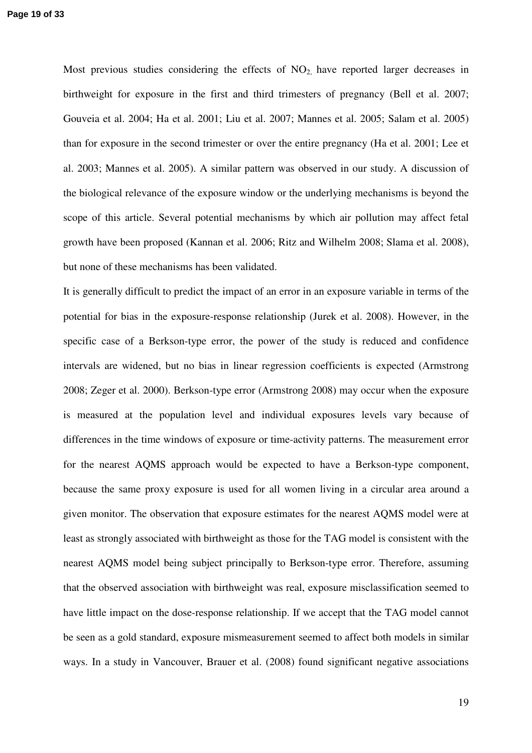Most previous studies considering the effects of $NO_2$, have reported larger decreases in birthweight for exposure in the first and third trimesters of pregnancy (Bell et al. 2007; Gouveia et al. 2004; Ha et al. 2001; Liu et al. 2007; Mannes et al. 2005; Salam et al. 2005) than for exposure in the second trimester or over the entire pregnancy (Ha et al. 2001; Lee et al. 2003; Mannes et al. 2005). A similar pattern was observed in our study. A discussion of the biological relevance of the exposure window or the underlying mechanisms is beyond the scope of this article. Several potential mechanisms by which air pollution may affect fetal growth have been proposed (Kannan et al. 2006; Ritz and Wilhelm 2008; Slama et al. 2008), but none of these mechanisms has been validated.

It is generally difficult to predict the impact of an error in an exposure variable in terms of the potential for bias in the exposure-response relationship (Jurek et al. 2008). However, in the specific case of a Berkson-type error, the power of the study is reduced and confidence intervals are widened, but no bias in linear regression coefficients is expected (Armstrong 2008; Zeger et al. 2000). Berkson-type error (Armstrong 2008) may occur when the exposure is measured at the population level and individual exposures levels vary because of differences in the time windows of exposure or time-activity patterns. The measurement error for the nearest AQMS approach would be expected to have a Berkson-type component, because the same proxy exposure is used for all women living in a circular area around a given monitor. The observation that exposure estimates for the nearest AQMS model were at least as strongly associated with birthweight as those for the TAG model is consistent with the nearest AQMS model being subject principally to Berkson-type error. Therefore, assuming that the observed association with birthweight was real, exposure misclassification seemed to have little impact on the dose-response relationship. If we accept that the TAG model cannot be seen as a gold standard, exposure mismeasurement seemed to affect both models in similar ways. In a study in Vancouver, Brauer et al. (2008) found significant negative associations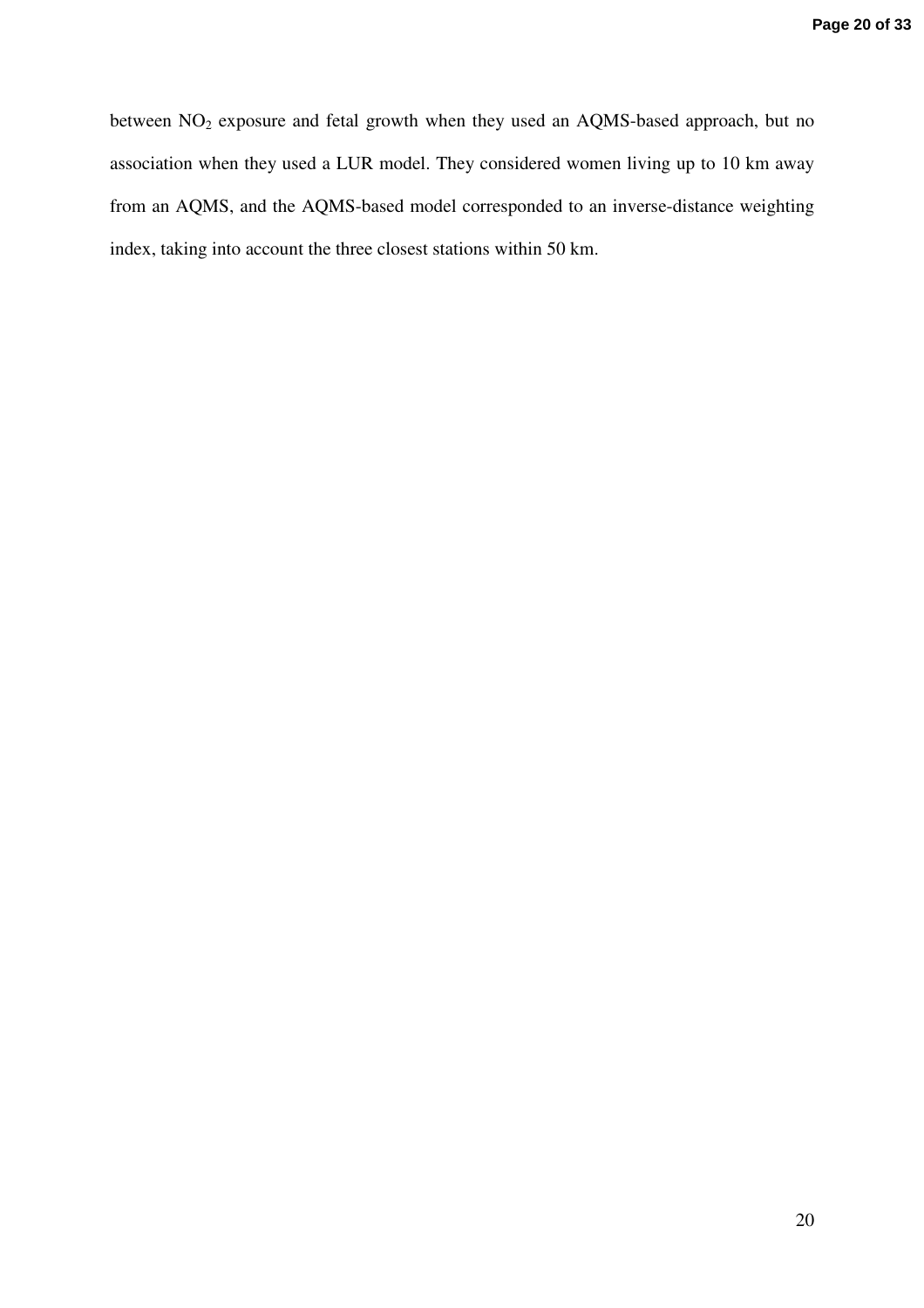between $NO_2$ exposure and fetal growth when they used an AQMS-based approach, but no association when they used a LUR model. They considered women living up to 10 km away from an AQMS, and the AQMS-based model corresponded to an inverse-distance weighting index, taking into account the three closest stations within 50 km.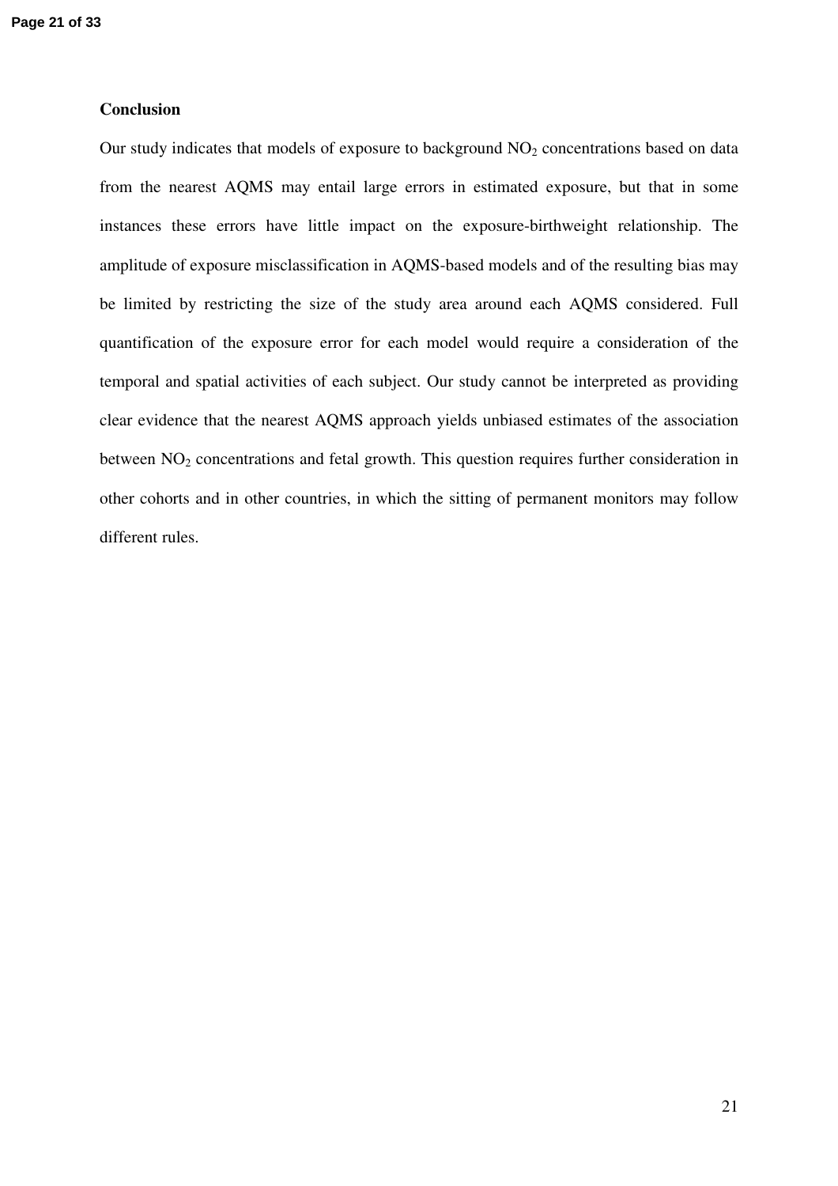## Conclusion

Our study indicates that models of exposure to background $NO_2$ concentrations based on data from the nearest AQMS may entail large errors in estimated exposure, but that in some instances these errors have little impact on the exposure-birthweight relationship. The amplitude of exposure misclassification in AQMS-based models and of the resulting bias may be limited by restricting the size of the study area around each AQMS considered. Full quantification of the exposure error for each model would require a consideration of the temporal and spatial activities of each subject. Our study cannot be interpreted as providing clear evidence that the nearest AQMS approach yields unbiased estimates of the association between $NO_2$ concentrations and fetal growth. This question requires further consideration in other cohorts and in other countries, in which the sitting of permanent monitors may follow different rules.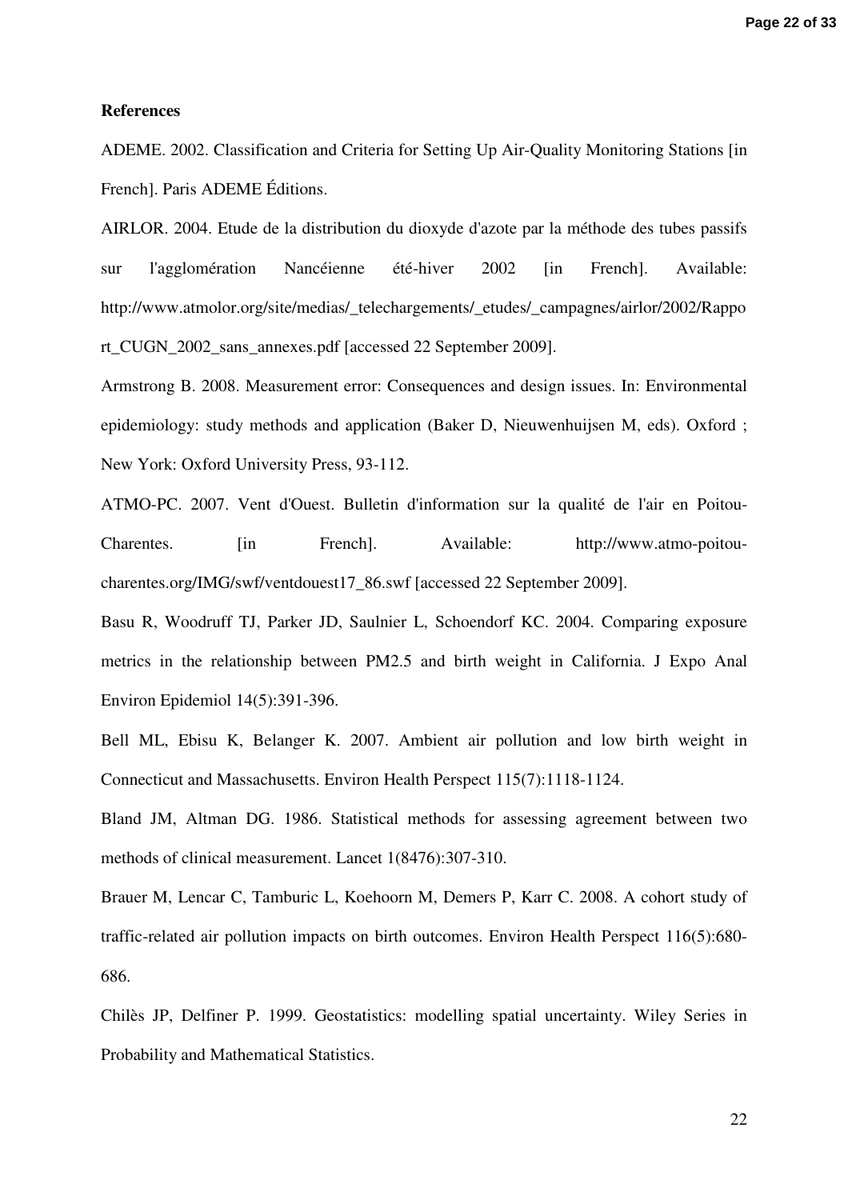**References**

ADEME. 2002. Classification and Criteria for Setting Up Air-Quality Monitoring Stations [in French]. Paris ADEME Éditions.

AIRLOR. 2004. Etude de la distribution du dioxyde d'azote par la méthode des tubes passifs sur l'agglomération Nancéienne été-hiver 2002 [in French]. Available: http://www.atmolor.org/site/medias/_telechargements/_etudes/_campagnes/airlor/2002/Rapport_CUGN_2002_sans_annexes.pdf [accessed 22 September 2009].

Armstrong B. 2008. Measurement error: Consequences and design issues. In: Environmental epidemiology: study methods and application (Baker D, Nieuwenhuijsen M, eds). Oxford ; New York: Oxford University Press, 93-112.

ATMO-PC. 2007. Vent d'Ouest. Bulletin d'information sur la qualité de l'air en Poitou-Charentes. [in French]. Available: http://www.atmo-poitou-charentes.org/IMG/swf/ventdouest17_86.swf [accessed 22 September 2009].

Basu R, Woodruff TJ, Parker JD, Saulnier L, Schoendorf KC. 2004. Comparing exposure metrics in the relationship between PM2.5 and birth weight in California. J Expo Anal Environ Epidemiol 14(5):391-396.

Bell ML, Ebisu K, Belanger K. 2007. Ambient air pollution and low birth weight in Connecticut and Massachusetts. Environ Health Perspect 115(7):1118-1124.

Bland JM, Altman DG. 1986. Statistical methods for assessing agreement between two methods of clinical measurement. Lancet 1(8476):307-310.

Brauer M, Lencar C, Tamburic L, Koehoorn M, Demers P, Karr C. 2008. A cohort study of traffic-related air pollution impacts on birth outcomes. Environ Health Perspect 116(5):680-686.

Chilès JP, Delfiner P. 1999. Geostatistics: modelling spatial uncertainty. Wiley Series in Probability and Mathematical Statistics.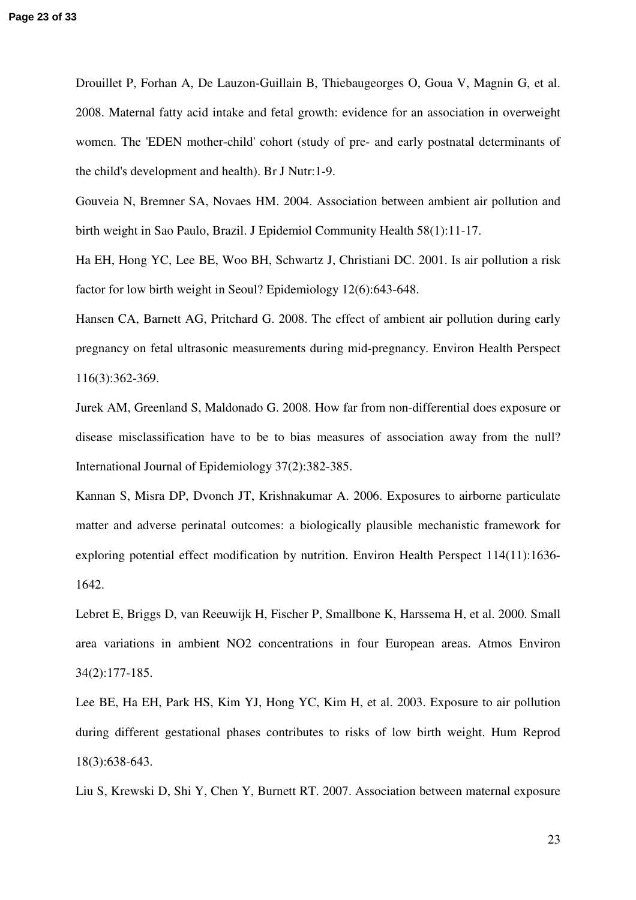Drouillet P, Forhan A, De Lauzon-Guillain B, Thiebaugeorges O, Goua V, Magnin G, et al. 2008. Maternal fatty acid intake and fetal growth: evidence for an association in overweight women. The 'EDEN mother-child' cohort (study of pre- and early postnatal determinants of the child's development and health). Br J Nutr:1-9.

Gouveia N, Bremner SA, Novaes HM. 2004. Association between ambient air pollution and birth weight in Sao Paulo, Brazil. J Epidemiol Community Health 58(1):11-17.

Ha EH, Hong YC, Lee BE, Woo BH, Schwartz J, Christiani DC. 2001. Is air pollution a risk factor for low birth weight in Seoul? Epidemiology 12(6):643-648.

Hansen CA, Barnett AG, Pritchard G. 2008. The effect of ambient air pollution during early pregnancy on fetal ultrasonic measurements during mid-pregnancy. Environ Health Perspect 116(3):362-369.

Jurek AM, Greenland S, Maldonado G. 2008. How far from non-differential does exposure or disease misclassification have to be to bias measures of association away from the null? International Journal of Epidemiology 37(2):382-385.

Kannan S, Misra DP, Dvonch JT, Krishnakumar A. 2006. Exposures to airborne particulate matter and adverse perinatal outcomes: a biologically plausible mechanistic framework for exploring potential effect modification by nutrition. Environ Health Perspect 114(11):1636-1642.

Lebret E, Briggs D, van Reeuwijk H, Fischer P, Smallbone K, Harssema H, et al. 2000. Small area variations in ambient NO2 concentrations in four European areas. Atmos Environ 34(2):177-185.

Lee BE, Ha EH, Park HS, Kim YJ, Hong YC, Kim H, et al. 2003. Exposure to air pollution during different gestational phases contributes to risks of low birth weight. Hum Reprod 18(3):638-643.

Liu S, Krewski D, Shi Y, Chen Y, Burnett RT. 2007. Association between maternal exposure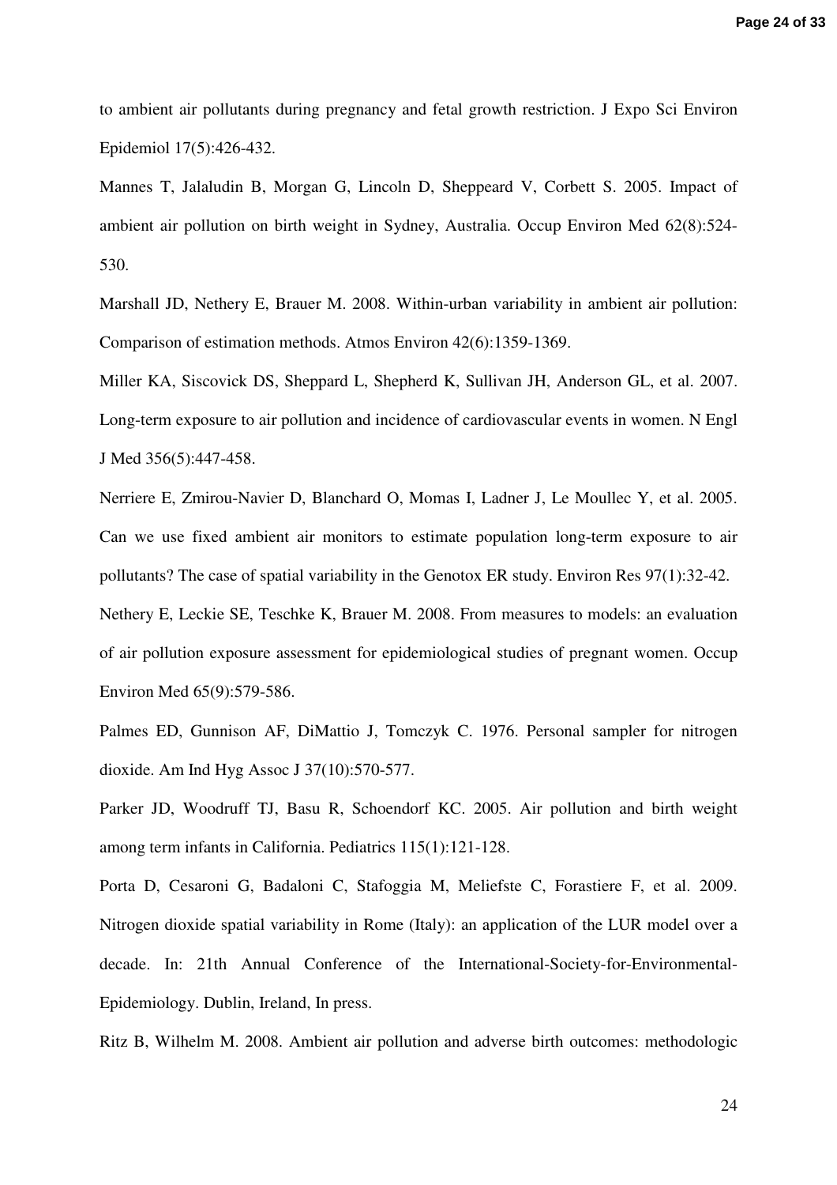to ambient air pollutants during pregnancy and fetal growth restriction. J Expo Sci Environ Epidemiol 17(5):426-432.

Mannes T, Jalaludin B, Morgan G, Lincoln D, Sheppeard V, Corbett S. 2005. Impact of ambient air pollution on birth weight in Sydney, Australia. Occup Environ Med 62(8):524-530.

Marshall JD, Nethery E, Brauer M. 2008. Within-urban variability in ambient air pollution: Comparison of estimation methods. Atmos Environ 42(6):1359-1369.

Miller KA, Siscovick DS, Sheppard L, Shepherd K, Sullivan JH, Anderson GL, et al. 2007. Long-term exposure to air pollution and incidence of cardiovascular events in women. N Engl J Med 356(5):447-458.

Nerriere E, Zmirou-Navier D, Blanchard O, Momas I, Ladner J, Le Moullec Y, et al. 2005. Can we use fixed ambient air monitors to estimate population long-term exposure to air pollutants? The case of spatial variability in the Genotox ER study. Environ Res 97(1):32-42.

Nethery E, Leckie SE, Teschke K, Brauer M. 2008. From measures to models: an evaluation of air pollution exposure assessment for epidemiological studies of pregnant women. Occup Environ Med 65(9):579-586.

Palmes ED, Gunnison AF, DiMattio J, Tomczyk C. 1976. Personal sampler for nitrogen dioxide. Am Ind Hyg Assoc J 37(10):570-577.

Parker JD, Woodruff TJ, Basu R, Schoendorf KC. 2005. Air pollution and birth weight among term infants in California. Pediatrics 115(1):121-128.

Porta D, Cesaroni G, Badaloni C, Stafoggia M, Meliefste C, Forastiere F, et al. 2009. Nitrogen dioxide spatial variability in Rome (Italy): an application of the LUR model over a decade. In: 21th Annual Conference of the International-Society-for-Environmental-Epidemiology. Dublin, Ireland, In press.

Ritz B, Wilhelm M. 2008. Ambient air pollution and adverse birth outcomes: methodologic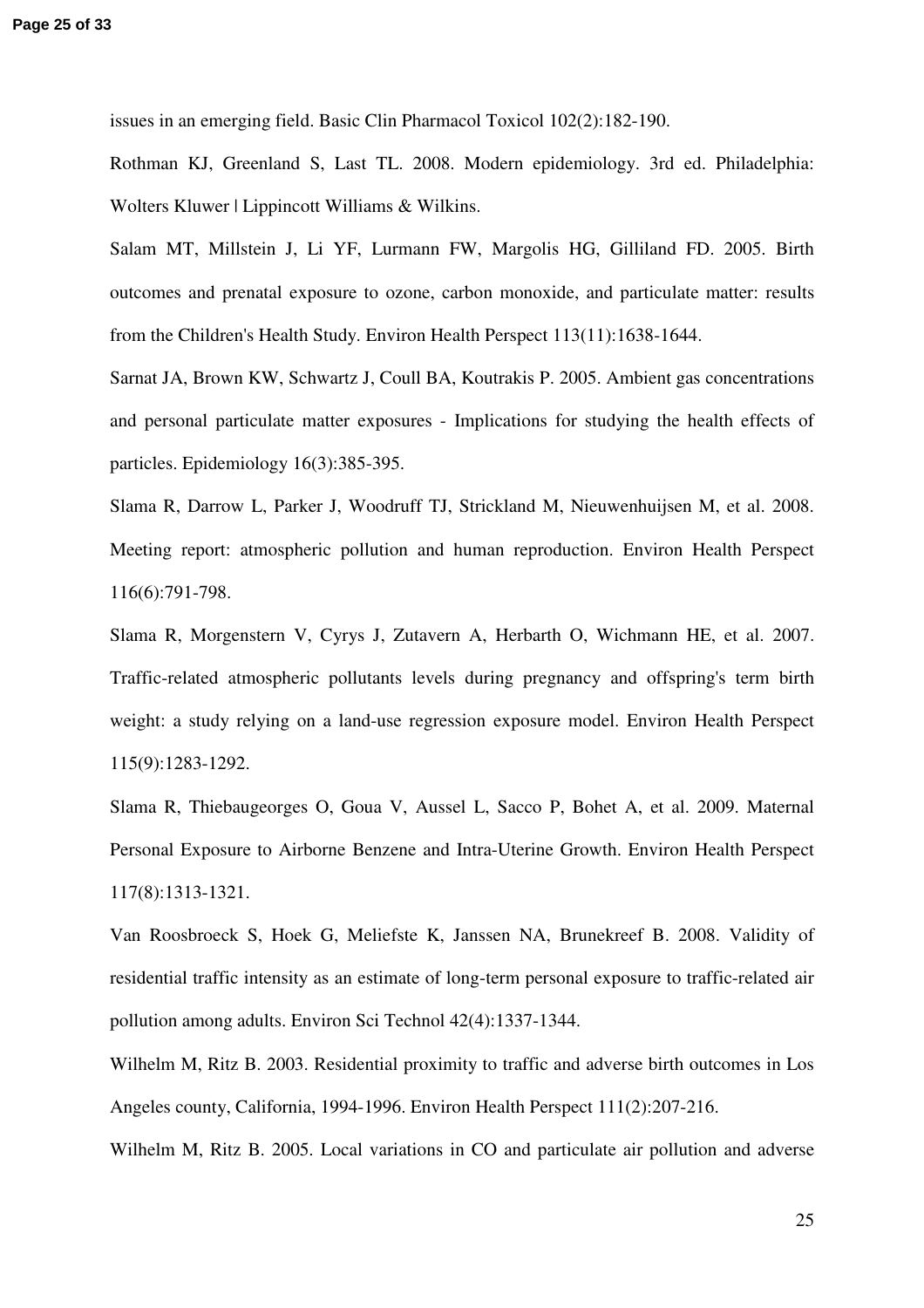issues in an emerging field. Basic Clin Pharmacol Toxicol 102(2):182-190.

Rothman KJ, Greenland S, Last TL. 2008. Modern epidemiology. 3rd ed. Philadelphia: Wolters Kluwer | Lippincott Williams & Wilkins.

Salam MT, Millstein J, Li YF, Lurmann FW, Margolis HG, Gilliland FD. 2005. Birth outcomes and prenatal exposure to ozone, carbon monoxide, and particulate matter: results from the Children's Health Study. Environ Health Perspect 113(11):1638-1644.

Sarnat JA, Brown KW, Schwartz J, Coull BA, Koutrakis P. 2005. Ambient gas concentrations and personal particulate matter exposures - Implications for studying the health effects of particles. Epidemiology 16(3):385-395.

Slama R, Darrow L, Parker J, Woodruff TJ, Strickland M, Nieuwenhuijsen M, et al. 2008. Meeting report: atmospheric pollution and human reproduction. Environ Health Perspect 116(6):791-798.

Slama R, Morgenstern V, Cyrys J, Zutavern A, Herbarth O, Wichmann HE, et al. 2007. Traffic-related atmospheric pollutants levels during pregnancy and offspring's term birth weight: a study relying on a land-use regression exposure model. Environ Health Perspect 115(9):1283-1292.

Slama R, Thiebaugeorges O, Goua V, Aussel L, Sacco P, Bohet A, et al. 2009. Maternal Personal Exposure to Airborne Benzene and Intra-Uterine Growth. Environ Health Perspect 117(8):1313-1321.

Van Roosbroeck S, Hoek G, Meliefste K, Janssen NA, Brunekreef B. 2008. Validity of residential traffic intensity as an estimate of long-term personal exposure to traffic-related air pollution among adults. Environ Sci Technol 42(4):1337-1344.

Wilhelm M, Ritz B. 2003. Residential proximity to traffic and adverse birth outcomes in Los Angeles county, California, 1994-1996. Environ Health Perspect 111(2):207-216.

Wilhelm M, Ritz B. 2005. Local variations in CO and particulate air pollution and adverse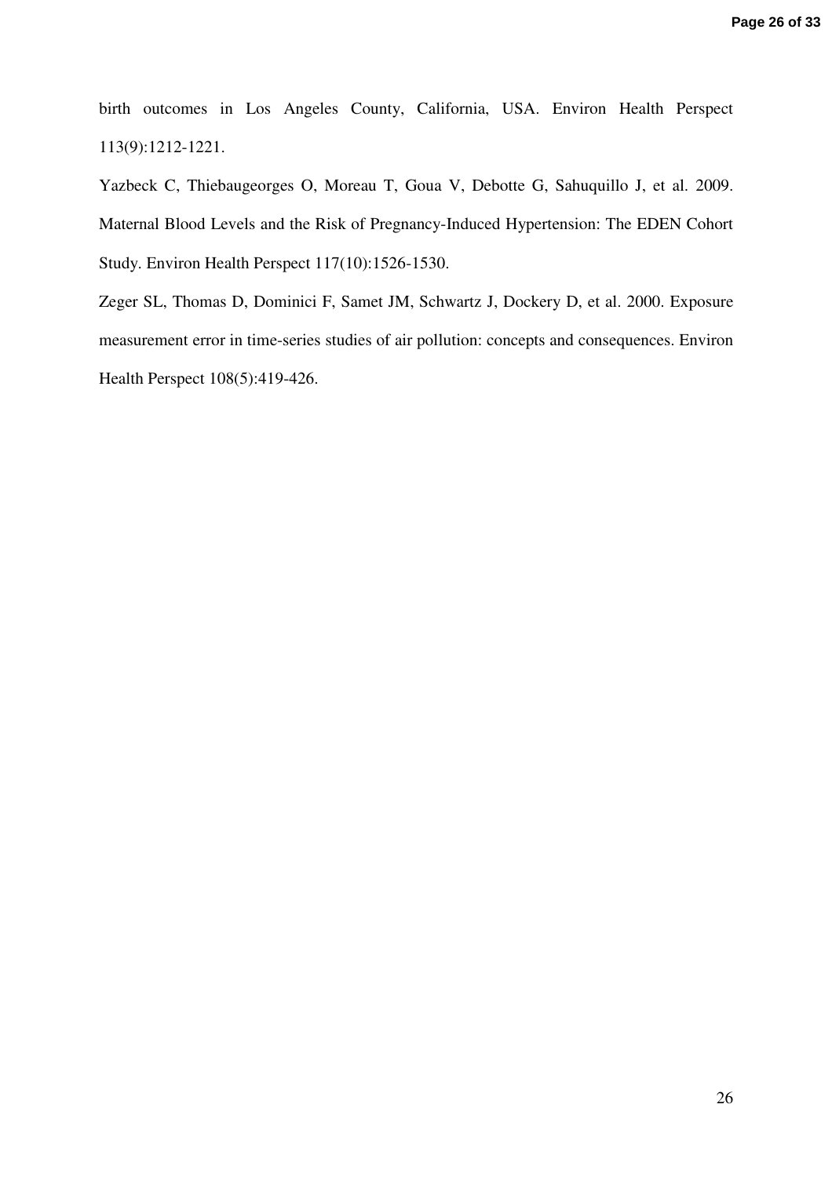birth outcomes in Los Angeles County, California, USA. Environ Health Perspect 113(9):1212-1221.

Yazbeck C, Thiebaugeorges O, Moreau T, Goua V, Debotte G, Sahuquillo J, et al. 2009. Maternal Blood Levels and the Risk of Pregnancy-Induced Hypertension: The EDEN Cohort Study. Environ Health Perspect 117(10):1526-1530.

Zeger SL, Thomas D, Dominici F, Samet JM, Schwartz J, Dockery D, et al. 2000. Exposure measurement error in time-series studies of air pollution: concepts and consequences. Environ Health Perspect 108(5):419-426.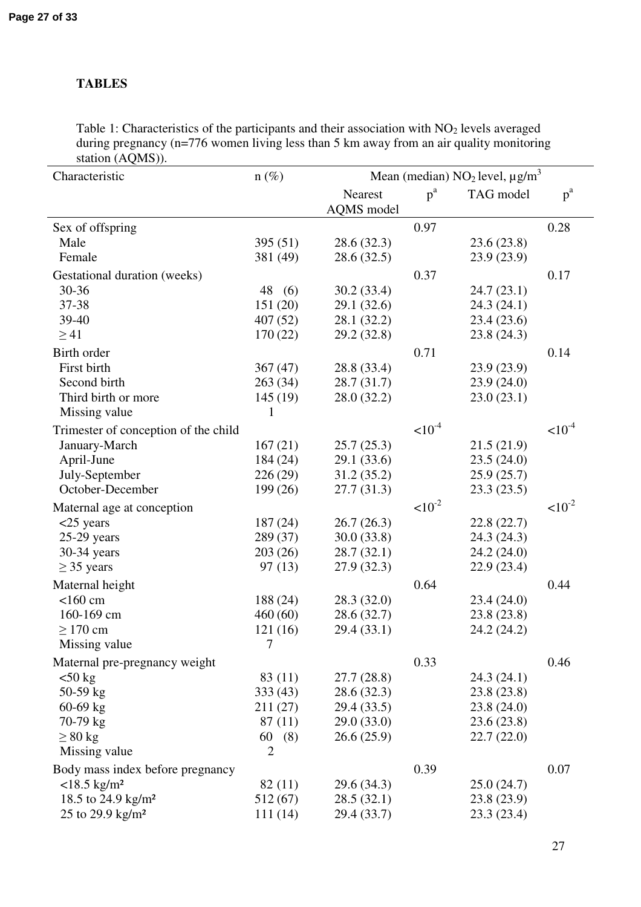## TABLES

Table 1: Characteristics of the participants and their association with $NO_2$ levels averaged during pregnancy (n=776 women living less than 5 km away from an air quality monitoring station (AQMS)).

| Characteristic | n (%) | Mean (median) $NO_2$ level, $\mu g/m^3$ | | | |
|---|---|---|---|---|---|
| | | Nearest AQMS model | p[a] | TAG model | p[a] |
| Sex of offspring | | | 0.97 | | 0.28 |
| Male | 395 (51) | 28.6 (32.3) | | 23.6 (23.8) | |
| Female | 381 (49) | 28.6 (32.5) | | 23.9 (23.9) | |
| Gestational duration (weeks) | | | 0.37 | | 0.17 |
| 30-36 | 48 (6) | 30.2 (33.4) | | 24.7 (23.1) | |
| 37-38 | 151 (20) | 29.1 (32.6) | | 24.3 (24.1) | |
| 39-40 | 407 (52) | 28.1 (32.2) | | 23.4 (23.6) | |
| ≥ 41 | 170 (22) | 29.2 (32.8) | | 23.8 (24.3) | |
| Birth order | | | 0.71 | | 0.14 |
| First birth | 367 (47) | 28.8 (33.4) | | 23.9 (23.9) | |
| Second birth | 263 (34) | 28.7 (31.7) | | 23.9 (24.0) | |
| Third birth or more | 145 (19) | 28.0 (32.2) | | 23.0 (23.1) | |
| Missing value | 1 | | | | |
| Trimester of conception of the child | | | $<10^{-4}$ | | $<10^{-4}$ |
| January-March | 167 (21) | 25.7 (25.3) | | 21.5 (21.9) | |
| April-June | 184 (24) | 29.1 (33.6) | | 23.5 (24.0) | |
| July-September | 226 (29) | 31.2 (35.2) | | 25.9 (25.7) | |
| October-December | 199 (26) | 27.7 (31.3) | | 23.3 (23.5) | |
| Maternal age at conception | | | $<10^{-2}$ | | $<10^{-2}$ |
| <25 years | 187 (24) | 26.7 (26.3) | | 22.8 (22.7) | |
| 25-29 years | 289 (37) | 30.0 (33.8) | | 24.3 (24.3) | |
| 30-34 years | 203 (26) | 28.7 (32.1) | | 24.2 (24.0) | |
| ≥ 35 years | 97 (13) | 27.9 (32.3) | | 22.9 (23.4) | |
| Maternal height | | | 0.64 | | 0.44 |
| <160 cm | 188 (24) | 28.3 (32.0) | | 23.4 (24.0) | |
| 160-169 cm | 460 (60) | 28.6 (32.7) | | 23.8 (23.8) | |
| ≥ 170 cm | 121 (16) | 29.4 (33.1) | | 24.2 (24.2) | |
| Missing value | 7 | | | | |
| Maternal pre-pregnancy weight | | | 0.33 | | 0.46 |
| <50 kg | 83 (11) | 27.7 (28.8) | | 24.3 (24.1) | |
| 50-59 kg | 333 (43) | 28.6 (32.3) | | 23.8 (23.8) | |
| 60-69 kg | 211 (27) | 29.4 (33.5) | | 23.8 (24.0) | |
| 70-79 kg | 87 (11) | 29.0 (33.0) | | 23.6 (23.8) | |
| ≥ 80 kg | 60 (8) | 26.6 (25.9) | | 22.7 (22.0) | |
| Missing value | 2 | | | | |
| Body mass index before pregnancy | | | 0.39 | | 0.07 |
| <18.5 kg/m² | 82 (11) | 29.6 (34.3) | | 25.0 (24.7) | |
| 18.5 to 24.9 kg/m² | 512 (67) | 28.5 (32.1) | | 23.8 (23.9) | |
| 25 to 29.9 kg/m² | 111 (14) | 29.4 (33.7) | | 23.3 (23.4) | |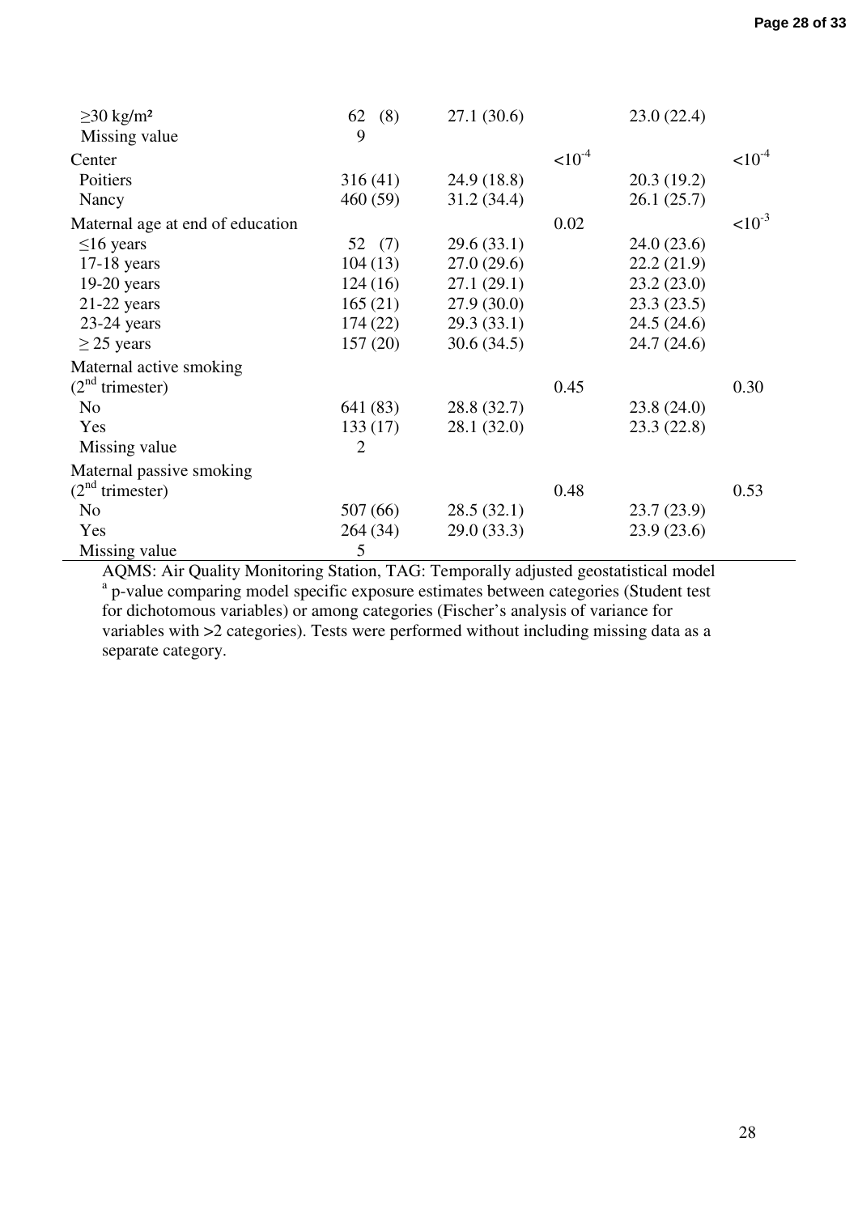| | | | | | |
|---|---|---|---|---|---|
| ≥30 kg/m² | 62 (8) | 27.1 (30.6) | | 23.0 (22.4) | |
| Missing value | 9 | | | | |
| Center | | | $<10^{-4}$ | | $<10^{-4}$ |
| Poitiers | 316 (41) | 24.9 (18.8) | | 20.3 (19.2) | |
| Nancy | 460 (59) | 31.2 (34.4) | | 26.1 (25.7) | |
| Maternal age at end of education | | | 0.02 | | $<10^{-3}$ |
| ≤16 years | 52 (7) | 29.6 (33.1) | | 24.0 (23.6) | |
| 17-18 years | 104 (13) | 27.0 (29.6) | | 22.2 (21.9) | |
| 19-20 years | 124 (16) | 27.1 (29.1) | | 23.2 (23.0) | |
| 21-22 years | 165 (21) | 27.9 (30.0) | | 23.3 (23.5) | |
| 23-24 years | 174 (22) | 29.3 (33.1) | | 24.5 (24.6) | |
| ≥ 25 years | 157 (20) | 30.6 (34.5) | | 24.7 (24.6) | |
| Maternal active smoking ($2^{nd}$ trimester) | | | 0.45 | | 0.30 |
| No | 641 (83) | 28.8 (32.7) | | 23.8 (24.0) | |
| Yes | 133 (17) | 28.1 (32.0) | | 23.3 (22.8) | |
| Missing value | 2 | | | | |
| Maternal passive smoking ($2^{nd}$ trimester) | | | 0.48 | | 0.53 |
| No | 507 (66) | 28.5 (32.1) | | 23.7 (23.9) | |
| Yes | 264 (34) | 29.0 (33.3) | | 23.9 (23.6) | |
| Missing value | 5 | | | | |

AQMS: Air Quality Monitoring Station, TAG: Temporally adjusted geostatistical model
[a] p-value comparing model specific exposure estimates between categories (Student test for dichotomous variables) or among categories (Fischer's analysis of variance for variables with >2 categories). Tests were performed without including missing data as a separate category.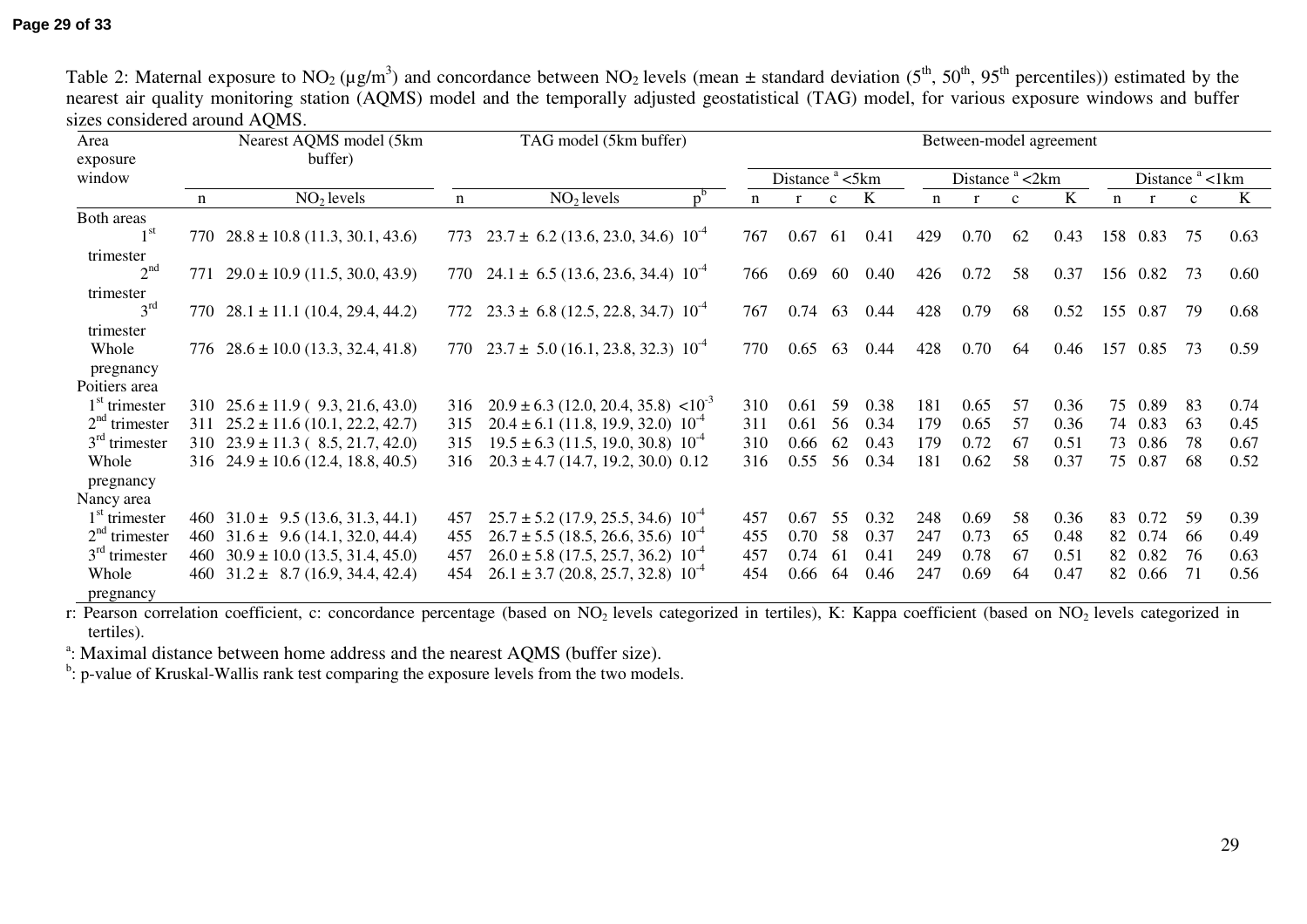Table 2: Maternal exposure to $NO_2$ (µg/m$^3$) and concordance between $NO_2$ levels (mean ± standard deviation (5$^{th}$, 50$^{th}$, 95$^{th}$ percentiles)) estimated by the nearest air quality monitoring station (AQMS) model and the temporally adjusted geostatistical (TAG) model, for various exposure windows and buffer sizes considered around AQMS.

| Area exposure window | Nearest AQMS model (5km buffer) | | TAG model (5km buffer) | | | Between-model agreement | | | | | | | | | | | |
|---|---|---|---|---|---|---|---|---|---|---|---|---|---|---|---|---|---|
| | | | | | | Distance [a] <5km | | | | Distance [a] <2km | | | | Distance [a] <1km | | | |
| | n | $NO_2$ levels | n | $NO_2$ levels | p[b] | n | r | c | K | n | r | c | K | n | r | c | K |
| Both areas | | | | | | | | | | | | | | | | | |
| 1$^{st}$ trimester | 770 | 28.8 ± 10.8 (11.3, 30.1, 43.6) | 773 | 23.7 ± 6.2 (13.6, 23.0, 34.6) | $10^{-4}$ | 767 | 0.67 | 61 | 0.41 | 429 | 0.70 | 62 | 0.43 | 158 | 0.83 | 75 | 0.63 |
| 2$^{nd}$ trimester | 771 | 29.0 ± 10.9 (11.5, 30.0, 43.9) | 770 | 24.1 ± 6.5 (13.6, 23.6, 34.4) | $10^{-4}$ | 766 | 0.69 | 60 | 0.40 | 426 | 0.72 | 58 | 0.37 | 156 | 0.82 | 73 | 0.60 |
| 3$^{rd}$ trimester | 770 | 28.1 ± 11.1 (10.4, 29.4, 44.2) | 772 | 23.3 ± 6.8 (12.5, 22.8, 34.7) | $10^{-4}$ | 767 | 0.74 | 63 | 0.44 | 428 | 0.79 | 68 | 0.52 | 155 | 0.87 | 79 | 0.68 |
| Whole pregnancy | 776 | 28.6 ± 10.0 (13.3, 32.4, 41.8) | 770 | 23.7 ± 5.0 (16.1, 23.8, 32.3) | $10^{-4}$ | 770 | 0.65 | 63 | 0.44 | 428 | 0.70 | 64 | 0.46 | 157 | 0.85 | 73 | 0.59 |
| Poitiers area | | | | | | | | | | | | | | | | | |
| 1$^{st}$ trimester | 310 | 25.6 ± 11.9 ( 9.3, 21.6, 43.0) | 316 | 20.9 ± 6.3 (12.0, 20.4, 35.8) | $<10^{-3}$ | 310 | 0.61 | 59 | 0.38 | 181 | 0.65 | 57 | 0.36 | 75 | 0.89 | 83 | 0.74 |
| 2$^{nd}$ trimester | 311 | 25.2 ± 11.6 (10.1, 22.2, 42.7) | 315 | 20.4 ± 6.1 (11.8, 19.9, 32.0) | $10^{-4}$ | 311 | 0.61 | 56 | 0.34 | 179 | 0.65 | 57 | 0.36 | 74 | 0.83 | 63 | 0.45 |
| 3$^{rd}$ trimester | 310 | 23.9 ± 11.3 ( 8.5, 21.7, 42.0) | 315 | 19.5 ± 6.3 (11.5, 19.0, 30.8) | $10^{-4}$ | 310 | 0.66 | 62 | 0.43 | 179 | 0.72 | 67 | 0.51 | 73 | 0.86 | 78 | 0.67 |
| Whole pregnancy | 316 | 24.9 ± 10.6 (12.4, 18.8, 40.5) | 316 | 20.3 ± 4.7 (14.7, 19.2, 30.0) | 0.12 | 316 | 0.55 | 56 | 0.34 | 181 | 0.62 | 58 | 0.37 | 75 | 0.87 | 68 | 0.52 |
| Nancy area | | | | | | | | | | | | | | | | | |
| 1$^{st}$ trimester | 460 | 31.0 ± 9.5 (13.6, 31.3, 44.1) | 457 | 25.7 ± 5.2 (17.9, 25.5, 34.6) | $10^{-4}$ | 457 | 0.67 | 55 | 0.32 | 248 | 0.69 | 58 | 0.36 | 83 | 0.72 | 59 | 0.39 |
| 2$^{nd}$ trimester | 460 | 31.6 ± 9.6 (14.1, 32.0, 44.4) | 455 | 26.7 ± 5.5 (18.5, 26.6, 35.6) | $10^{-4}$ | 455 | 0.70 | 58 | 0.37 | 247 | 0.73 | 65 | 0.48 | 82 | 0.74 | 66 | 0.49 |
| 3$^{rd}$ trimester | 460 | 30.9 ± 10.0 (13.5, 31.4, 45.0) | 457 | 26.0 ± 5.8 (17.5, 25.7, 36.2) | $10^{-4}$ | 457 | 0.74 | 61 | 0.41 | 249 | 0.78 | 67 | 0.51 | 82 | 0.82 | 76 | 0.63 |
| Whole pregnancy | 460 | 31.2 ± 8.7 (16.9, 34.4, 42.4) | 454 | 26.1 ± 3.7 (20.8, 25.7, 32.8) | $10^{-4}$ | 454 | 0.66 | 64 | 0.46 | 247 | 0.69 | 64 | 0.47 | 82 | 0.66 | 71 | 0.56 |

r: Pearson correlation coefficient, c: concordance percentage (based on $NO_2$ levels categorized in tertiles), K: Kappa coefficient (based on $NO_2$ levels categorized in tertiles).

[a]: Maximal distance between home address and the nearest AQMS (buffer size).

[b]: p-value of Kruskal-Wallis rank test comparing the exposure levels from the two models.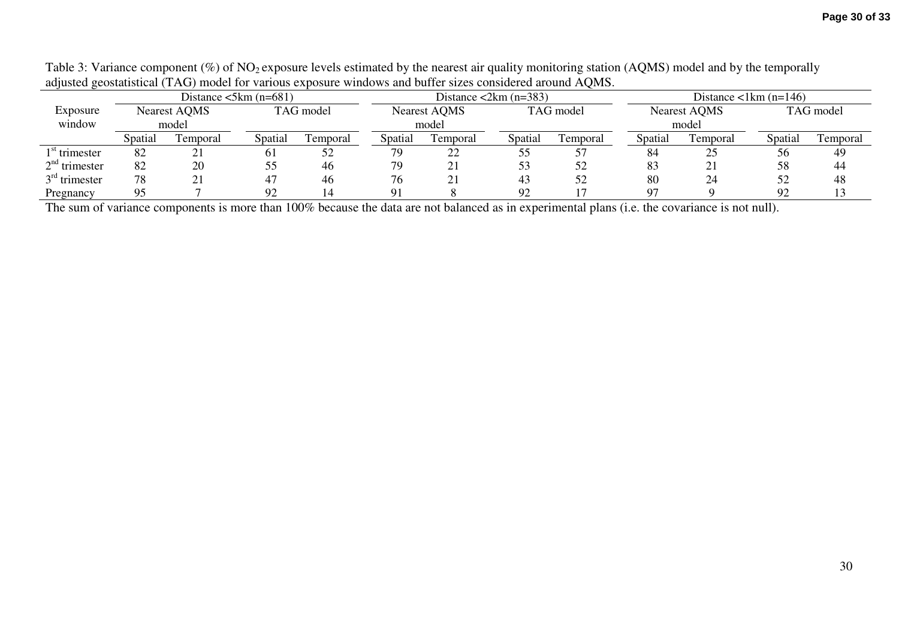Table 3: Variance component (%) of $NO_2$ exposure levels estimated by the nearest air quality monitoring station (AQMS) model and by the temporally adjusted geostatistical (TAG) model for various exposure windows and buffer sizes considered around AQMS.

| Exposure window | Distance <5km (n=681) | | | | Distance <2km (n=383) | | | | Distance <1km (n=146) | | | |
|---|---|---|---|---|---|---|---|---|---|---|---|---|
| | Nearest AQMS model | | TAG model | | Nearest AQMS model | | TAG model | | Nearest AQMS model | | TAG model | |
| | Spatial | Temporal | Spatial | Temporal | Spatial | Temporal | Spatial | Temporal | Spatial | Temporal | Spatial | Temporal |
| 1st trimester | 82 | 21 | 61 | 52 | 79 | 22 | 55 | 57 | 84 | 25 | 56 | 49 |
| 2nd trimester | 82 | 20 | 55 | 46 | 79 | 21 | 53 | 52 | 83 | 21 | 58 | 44 |
| 3rd trimester | 78 | 21 | 47 | 46 | 76 | 21 | 43 | 52 | 80 | 24 | 52 | 48 |
| Pregnancy | 95 | 7 | 92 | 14 | 91 | 8 | 92 | 17 | 97 | 9 | 92 | 13 |

The sum of variance components is more than 100% because the data are not balanced as in experimental plans (i.e. the covariance is not null).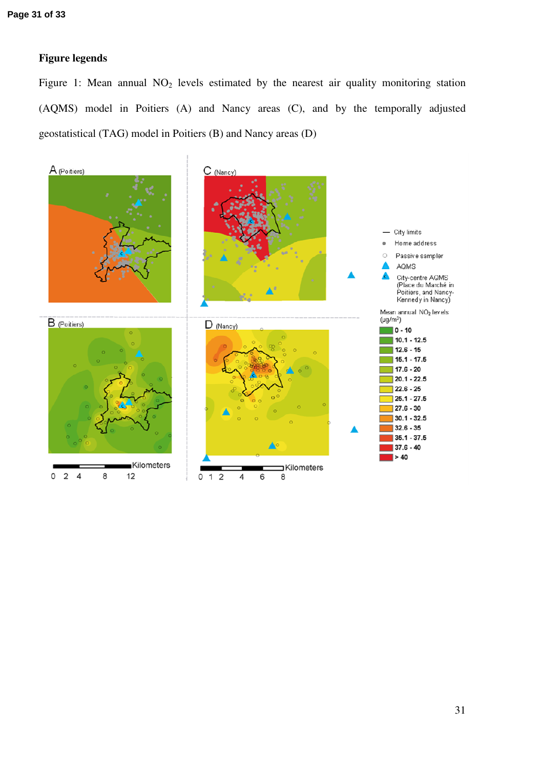**Figure legends**

Figure 1: Mean annual $NO_2$ levels estimated by the nearest air quality monitoring station (AQMS) model in Poitiers (A) and Nancy areas (C), and by the temporally adjusted geostatistical (TAG) model in Poitiers (B) and Nancy areas (D)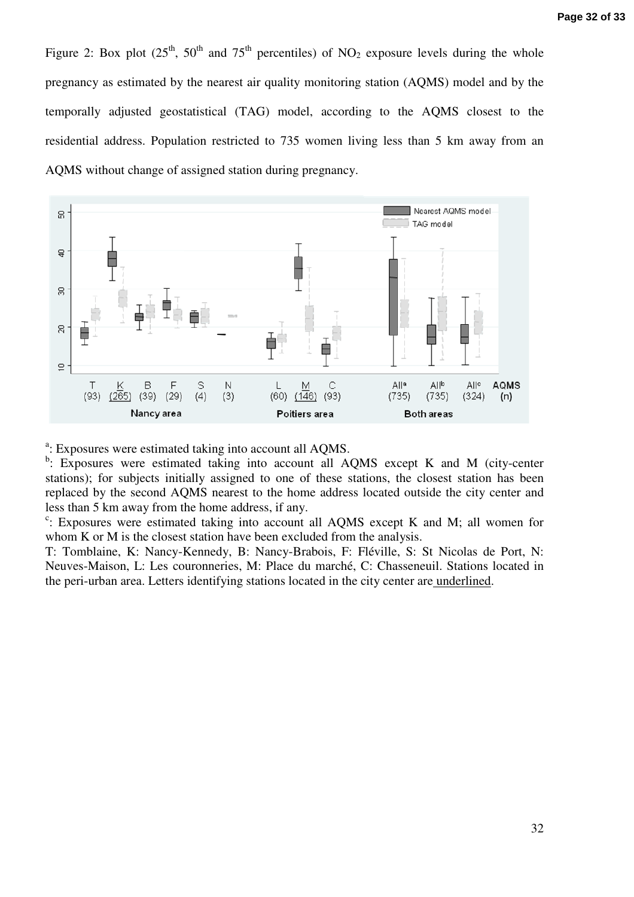Figure 2: Box plot (25th, 50th and 75th percentiles) of $NO_2$ exposure levels during the whole pregnancy as estimated by the nearest air quality monitoring station (AQMS) model and by the temporally adjusted geostatistical (TAG) model, according to the AQMS closest to the residential address. Population restricted to 735 women living less than 5 km away from an AQMS without change of assigned station during pregnancy.

[a]: Exposures were estimated taking into account all AQMS.

[b]: Exposures were estimated taking into account all AQMS except K and M (city-center stations); for subjects initially assigned to one of these stations, the closest station has been replaced by the second AQMS nearest to the home address located outside the city center and less than 5 km away from the home address, if any.

[c]: Exposures were estimated taking into account all AQMS except K and M; all women for whom K or M is the closest station have been excluded from the analysis.

T: Tomblaine, K: Nancy-Kennedy, B: Nancy-Brabois, F: Fléville, S: St Nicolas de Port, N: Neuves-Maison, L: Les couronneries, M: Place du marché, C: Chasseneuil. Stations located in the peri-urban area. Letters identifying stations located in the city center are underlined.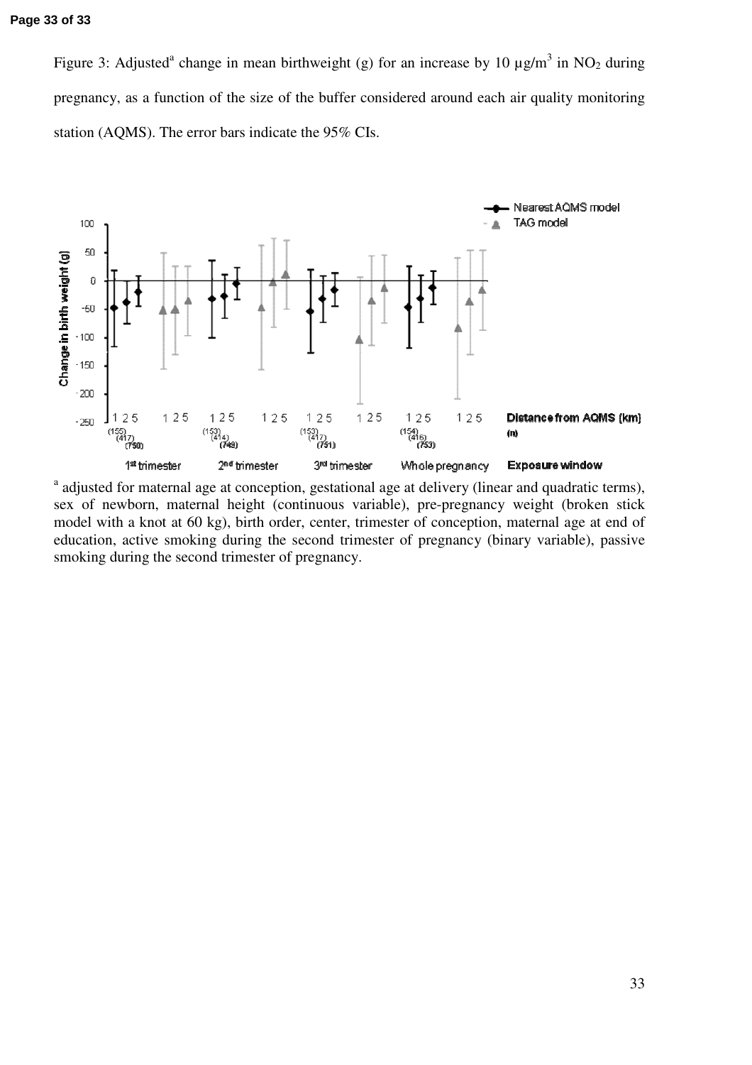Figure 3: Adjusted[a] change in mean birthweight (g) for an increase by 10 µg/m$^3$ in $NO_2$ during pregnancy, as a function of the size of the buffer considered around each air quality monitoring station (AQMS). The error bars indicate the 95% CIs.

Nearest AQMS model

TAG model

Change in birth weight (g)

100

50

0

-50

-100

-150

-200

-250

1 2 5 1 2 5 1 2 5 1 2 5 1 2 5 1 2 5 1 2 5 1 2 5

Distance from AQMS (km)

(155) (417) (750)

(153) (414) (749)

(153) (417) (751)

(154) (416) (753)

(n)

1st trimester

2nd trimester

3rd trimester

Whole pregnancy

Exposure window

[a] adjusted for maternal age at conception, gestational age at delivery (linear and quadratic terms), sex of newborn, maternal height (continuous variable), pre-pregnancy weight (broken stick model with a knot at 60 kg), birth order, center, trimester of conception, maternal age at end of education, active smoking during the second trimester of pregnancy (binary variable), passive smoking during the second trimester of pregnancy.